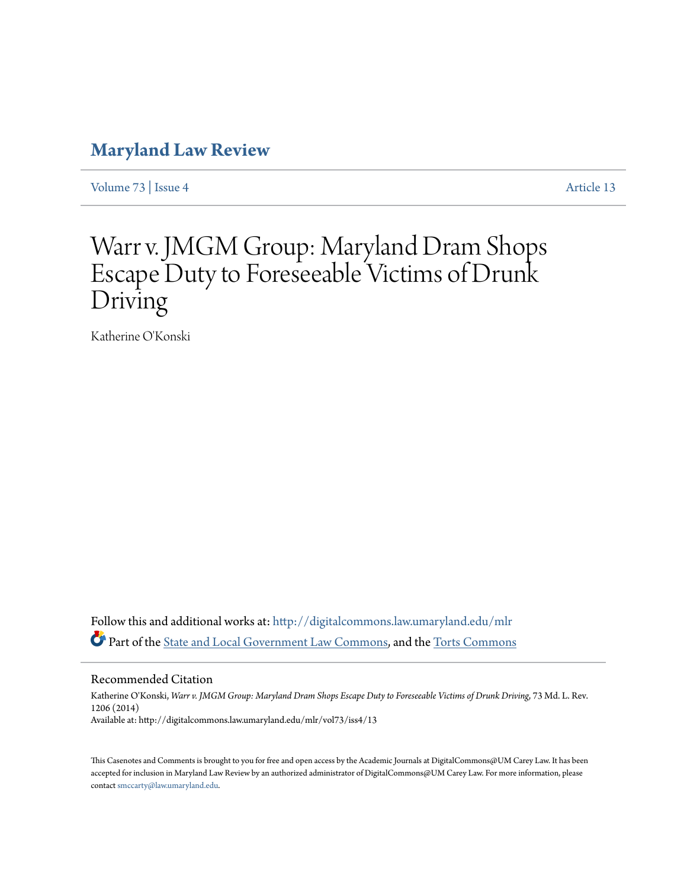# Maryland Law Review

Volume 73 | Issue 4 Article 13

# Warr v. JMGM Group: Maryland Dram Shops Escape Duty to Foreseeable Victims of Drunk Driving

Katherine O'Konski

Follow this and additional works at: http://digitalcommons.law.umaryland.edu/mlr

Part of the State and Local Government Law Commons, and the Torts Commons

## Recommended Citation

Katherine O'Konski, *Warr v. JMGM Group: Maryland Dram Shops Escape Duty to Foreseeable Victims of Drunk Driving*, 73 Md. L. Rev. 1206 (2014)

Available at: http://digitalcommons.law.umaryland.edu/mlr/vol73/iss4/13

This Casenotes and Comments is brought to you for free and open access by the Academic Journals at DigitalCommons@UM Carey Law. It has been accepted for inclusion in Maryland Law Review by an authorized administrator of DigitalCommons@UM Carey Law. For more information, please contact smccarty@law.umaryland.edu.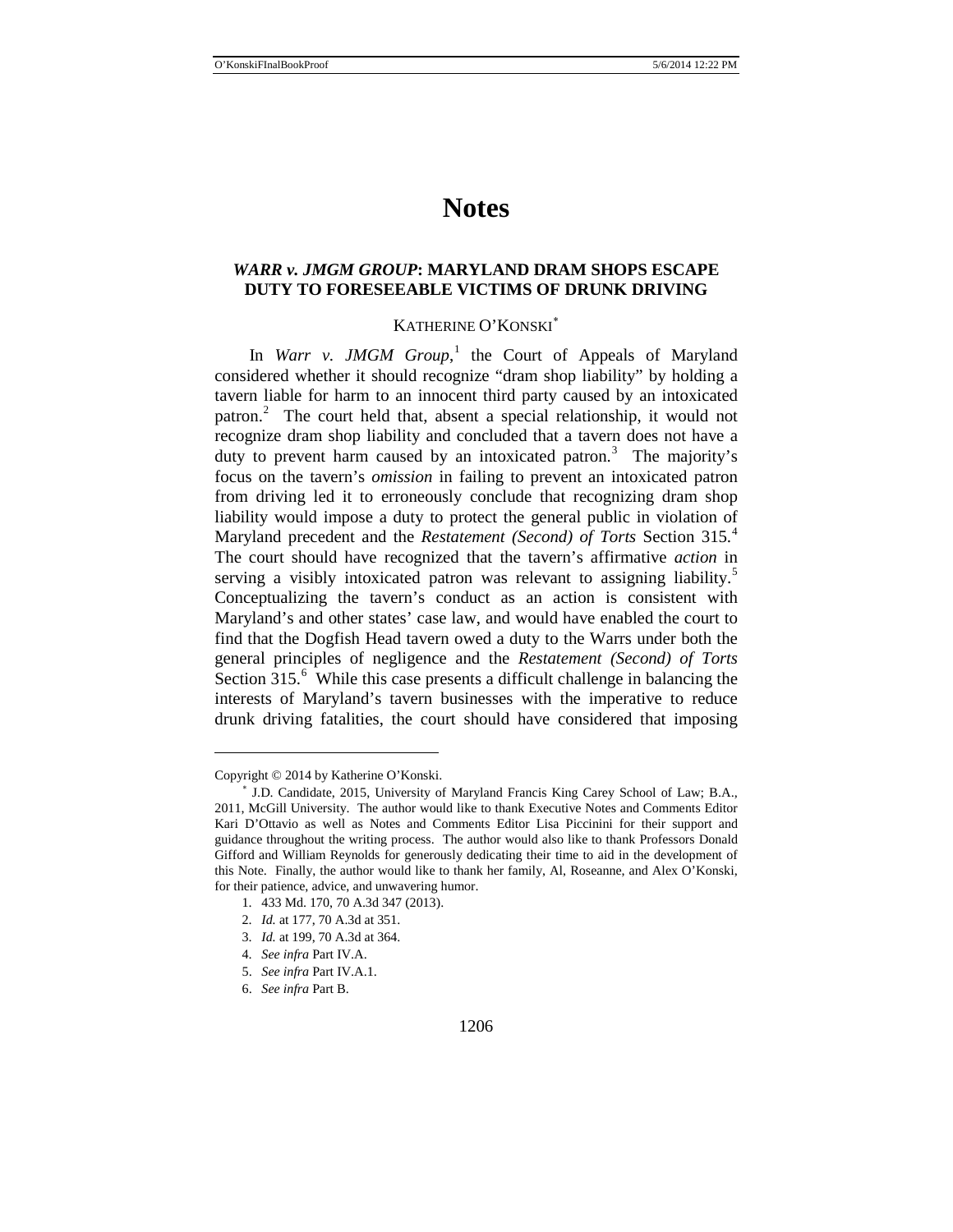# Notes

### *WARR v. JMGM GROUP*: MARYLAND DRAM SHOPS ESCAPE DUTY TO FORESEEABLE VICTIMS OF DRUNK DRIVING

KATHERINE O'KONSKI[*]

In *Warr v. JMGM Group*,[1] the Court of Appeals of Maryland considered whether it should recognize "dram shop liability" by holding a tavern liable for harm to an innocent third party caused by an intoxicated patron.[2] The court held that, absent a special relationship, it would not recognize dram shop liability and concluded that a tavern does not have a duty to prevent harm caused by an intoxicated patron.[3] The majority's focus on the tavern's *omission* in failing to prevent an intoxicated patron from driving led it to erroneously conclude that recognizing dram shop liability would impose a duty to protect the general public in violation of Maryland precedent and the *Restatement (Second) of Torts* Section 315.[4] The court should have recognized that the tavern's affirmative *action* in serving a visibly intoxicated patron was relevant to assigning liability.[5] Conceptualizing the tavern's conduct as an action is consistent with Maryland's and other states' case law, and would have enabled the court to find that the Dogfish Head tavern owed a duty to the Warrs under both the general principles of negligence and the *Restatement (Second) of Torts* Section 315.[6] While this case presents a difficult challenge in balancing the interests of Maryland's tavern businesses with the imperative to reduce drunk driving fatalities, the court should have considered that imposing

---

Copyright © 2014 by Katherine O'Konski.

[*] J.D. Candidate, 2015, University of Maryland Francis King Carey School of Law; B.A., 2011, McGill University. The author would like to thank Executive Notes and Comments Editor Kari D'Ottavio as well as Notes and Comments Editor Lisa Piccinini for their support and guidance throughout the writing process. The author would also like to thank Professors Donald Gifford and William Reynolds for generously dedicating their time to aid in the development of this Note. Finally, the author would like to thank her family, Al, Roseanne, and Alex O'Konski, for their patience, advice, and unwavering humor.

1. 433 Md. 170, 70 A.3d 347 (2013).

2. *Id.* at 177, 70 A.3d at 351.

3. *Id.* at 199, 70 A.3d at 364.

4. *See infra* Part IV.A.

5. *See infra* Part IV.A.1.

6. *See infra* Part B.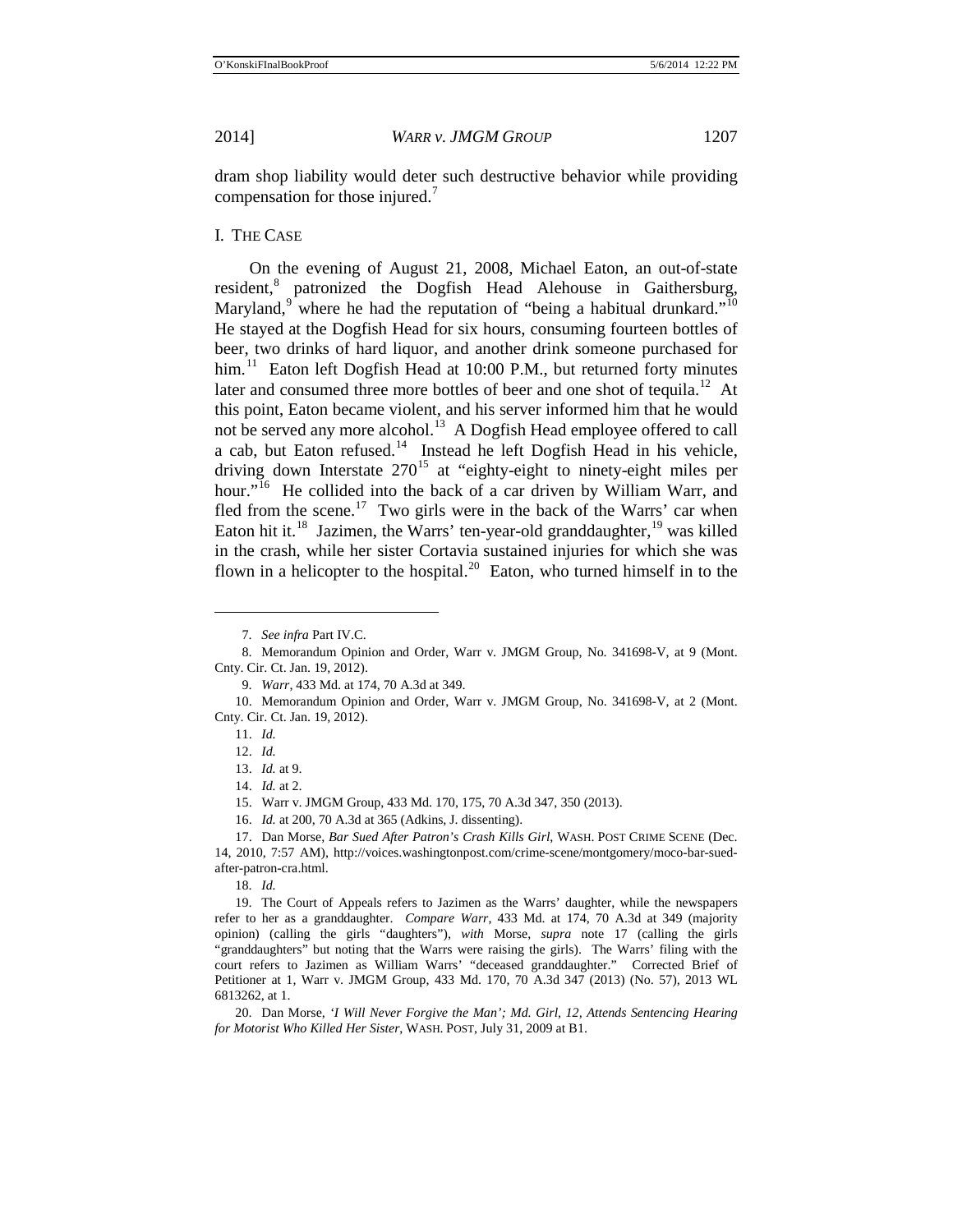dram shop liability would deter such destructive behavior while providing compensation for those injured.[7]

## I. The Case

On the evening of August 21, 2008, Michael Eaton, an out-of-state resident,[8] patronized the Dogfish Head Alehouse in Gaithersburg, Maryland,[9] where he had the reputation of "being a habitual drunkard."[10] He stayed at the Dogfish Head for six hours, consuming fourteen bottles of beer, two drinks of hard liquor, and another drink someone purchased for him.[11] Eaton left Dogfish Head at 10:00 P.M., but returned forty minutes later and consumed three more bottles of beer and one shot of tequila.[12] At this point, Eaton became violent, and his server informed him that he would not be served any more alcohol.[13] A Dogfish Head employee offered to call a cab, but Eaton refused.[14] Instead he left Dogfish Head in his vehicle, driving down Interstate 270[15] at "eighty-eight to ninety-eight miles per hour."[16] He collided into the back of a car driven by William Warr, and fled from the scene.[17] Two girls were in the back of the Warrs' car when Eaton hit it.[18] Jazimen, the Warrs' ten-year-old granddaughter,[19] was killed in the crash, while her sister Cortavia sustained injuries for which she was flown in a helicopter to the hospital.[20] Eaton, who turned himself in to the

---

7. *See infra* Part IV.C.

8. Memorandum Opinion and Order, Warr v. JMGM Group, No. 341698-V, at 9 (Mont. Cnty. Cir. Ct. Jan. 19, 2012).

9. *Warr*, 433 Md. at 174, 70 A.3d at 349.

10. Memorandum Opinion and Order, Warr v. JMGM Group, No. 341698-V, at 2 (Mont. Cnty. Cir. Ct. Jan. 19, 2012).

11. *Id.*

12. *Id.*

13. *Id.* at 9.

14. *Id.* at 2.

15. Warr v. JMGM Group, 433 Md. 170, 175, 70 A.3d 347, 350 (2013).

16. *Id.* at 200, 70 A.3d at 365 (Adkins, J. dissenting).

17. Dan Morse, *Bar Sued After Patron's Crash Kills Girl*, WASH. POST CRIME SCENE (Dec. 14, 2010, 7:57 AM), http://voices.washingtonpost.com/crime-scene/montgomery/moco-bar-sued-after-patron-cra.html.

18. *Id.*

19. The Court of Appeals refers to Jazimen as the Warrs' daughter, while the newspapers refer to her as a granddaughter. *Compare Warr*, 433 Md. at 174, 70 A.3d at 349 (majority opinion) (calling the girls "daughters"), *with* Morse, *supra* note 17 (calling the girls "granddaughters" but noting that the Warrs were raising the girls). The Warrs' filing with the court refers to Jazimen as William Warrs' "deceased granddaughter." Corrected Brief of Petitioner at 1, Warr v. JMGM Group, 433 Md. 170, 70 A.3d 347 (2013) (No. 57), 2013 WL 6813262, at 1.

20. Dan Morse, *'I Will Never Forgive the Man'; Md. Girl, 12, Attends Sentencing Hearing for Motorist Who Killed Her Sister*, WASH. POST, July 31, 2009 at B1.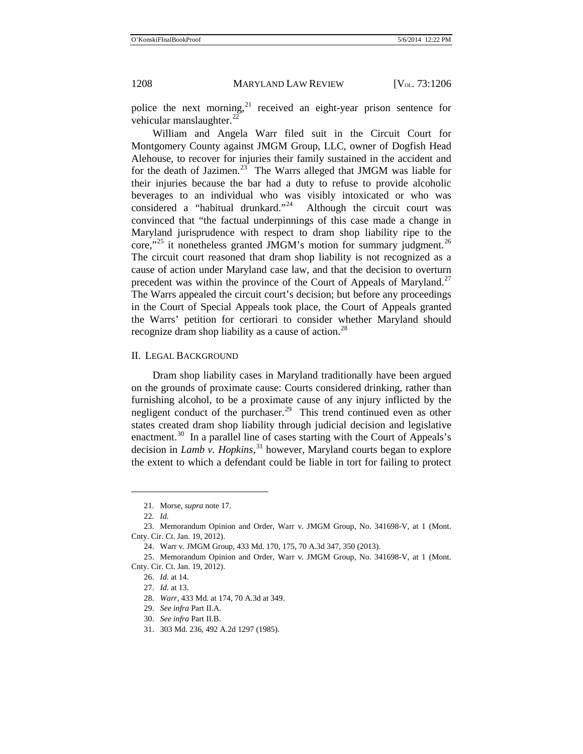police the next morning,[21] received an eight-year prison sentence for vehicular manslaughter.[22]

William and Angela Warr filed suit in the Circuit Court for Montgomery County against JMGM Group, LLC, owner of Dogfish Head Alehouse, to recover for injuries their family sustained in the accident and for the death of Jazimen.[23] The Warrs alleged that JMGM was liable for their injuries because the bar had a duty to refuse to provide alcoholic beverages to an individual who was visibly intoxicated or who was considered a "habitual drunkard."[24] Although the circuit court was convinced that "the factual underpinnings of this case made a change in Maryland jurisprudence with respect to dram shop liability ripe to the core,"[25] it nonetheless granted JMGM's motion for summary judgment.[26] The circuit court reasoned that dram shop liability is not recognized as a cause of action under Maryland case law, and that the decision to overturn precedent was within the province of the Court of Appeals of Maryland.[27] The Warrs appealed the circuit court's decision; but before any proceedings in the Court of Special Appeals took place, the Court of Appeals granted the Warrs' petition for certiorari to consider whether Maryland should recognize dram shop liability as a cause of action.[28]

## II. LEGAL BACKGROUND

Dram shop liability cases in Maryland traditionally have been argued on the grounds of proximate cause: Courts considered drinking, rather than furnishing alcohol, to be a proximate cause of any injury inflicted by the negligent conduct of the purchaser.[29] This trend continued even as other states created dram shop liability through judicial decision and legislative enactment.[30] In a parallel line of cases starting with the Court of Appeals's decision in *Lamb v. Hopkins*,[31] however, Maryland courts began to explore the extent to which a defendant could be liable in tort for failing to protect

---

21. Morse, *supra* note 17.

22. *Id.*

23. Memorandum Opinion and Order, Warr v. JMGM Group, No. 341698-V, at 1 (Mont. Cnty. Cir. Ct. Jan. 19, 2012).

24. Warr v. JMGM Group, 433 Md. 170, 175, 70 A.3d 347, 350 (2013).

25. Memorandum Opinion and Order, Warr v. JMGM Group, No. 341698-V, at 1 (Mont. Cnty. Cir. Ct. Jan. 19, 2012).

26. *Id.* at 14.

27. *Id.* at 13.

28. *Warr*, 433 Md. at 174, 70 A.3d at 349.

29. *See infra* Part II.A.

30. *See infra* Part II.B.

31. 303 Md. 236, 492 A.2d 1297 (1985).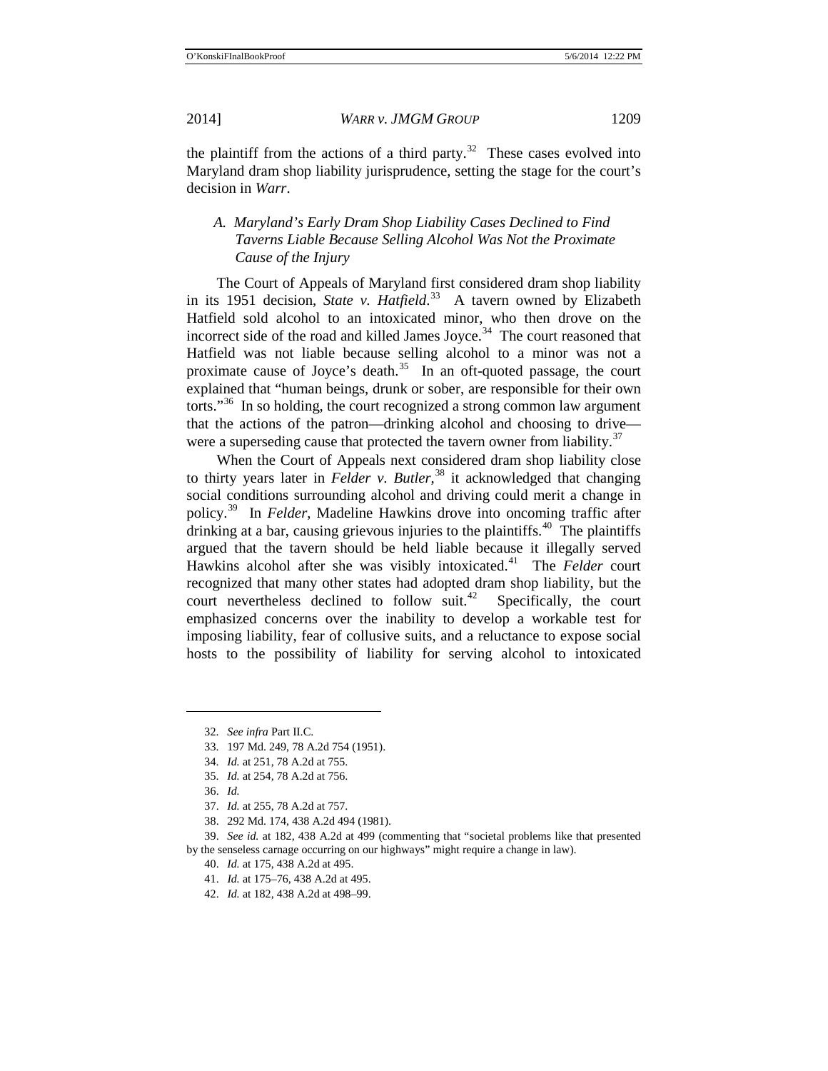the plaintiff from the actions of a third party.[32] These cases evolved into Maryland dram shop liability jurisprudence, setting the stage for the court's decision in *Warr*.

### A. *Maryland's Early Dram Shop Liability Cases Declined to Find Taverns Liable Because Selling Alcohol Was Not the Proximate Cause of the Injury*

The Court of Appeals of Maryland first considered dram shop liability in its 1951 decision, *State v. Hatfield*.[33] A tavern owned by Elizabeth Hatfield sold alcohol to an intoxicated minor, who then drove on the incorrect side of the road and killed James Joyce.[34] The court reasoned that Hatfield was not liable because selling alcohol to a minor was not a proximate cause of Joyce's death.[35] In an oft-quoted passage, the court explained that "human beings, drunk or sober, are responsible for their own torts."[36] In so holding, the court recognized a strong common law argument that the actions of the patron—drinking alcohol and choosing to drive—were a superseding cause that protected the tavern owner from liability.[37]

When the Court of Appeals next considered dram shop liability close to thirty years later in *Felder v. Butler*,[38] it acknowledged that changing social conditions surrounding alcohol and driving could merit a change in policy.[39] In *Felder*, Madeline Hawkins drove into oncoming traffic after drinking at a bar, causing grievous injuries to the plaintiffs.[40] The plaintiffs argued that the tavern should be held liable because it illegally served Hawkins alcohol after she was visibly intoxicated.[41] The *Felder* court recognized that many other states had adopted dram shop liability, but the court nevertheless declined to follow suit.[42] Specifically, the court emphasized concerns over the inability to develop a workable test for imposing liability, fear of collusive suits, and a reluctance to expose social hosts to the possibility of liability for serving alcohol to intoxicated

---

32. *See infra* Part II.C.

33. 197 Md. 249, 78 A.2d 754 (1951).

34. *Id.* at 251, 78 A.2d at 755.

35. *Id.* at 254, 78 A.2d at 756.

36. *Id.*

37. *Id.* at 255, 78 A.2d at 757.

38. 292 Md. 174, 438 A.2d 494 (1981).

39. *See id.* at 182, 438 A.2d at 499 (commenting that "societal problems like that presented by the senseless carnage occurring on our highways" might require a change in law).

40. *Id.* at 175, 438 A.2d at 495.

41. *Id.* at 175–76, 438 A.2d at 495.

42. *Id.* at 182, 438 A.2d at 498–99.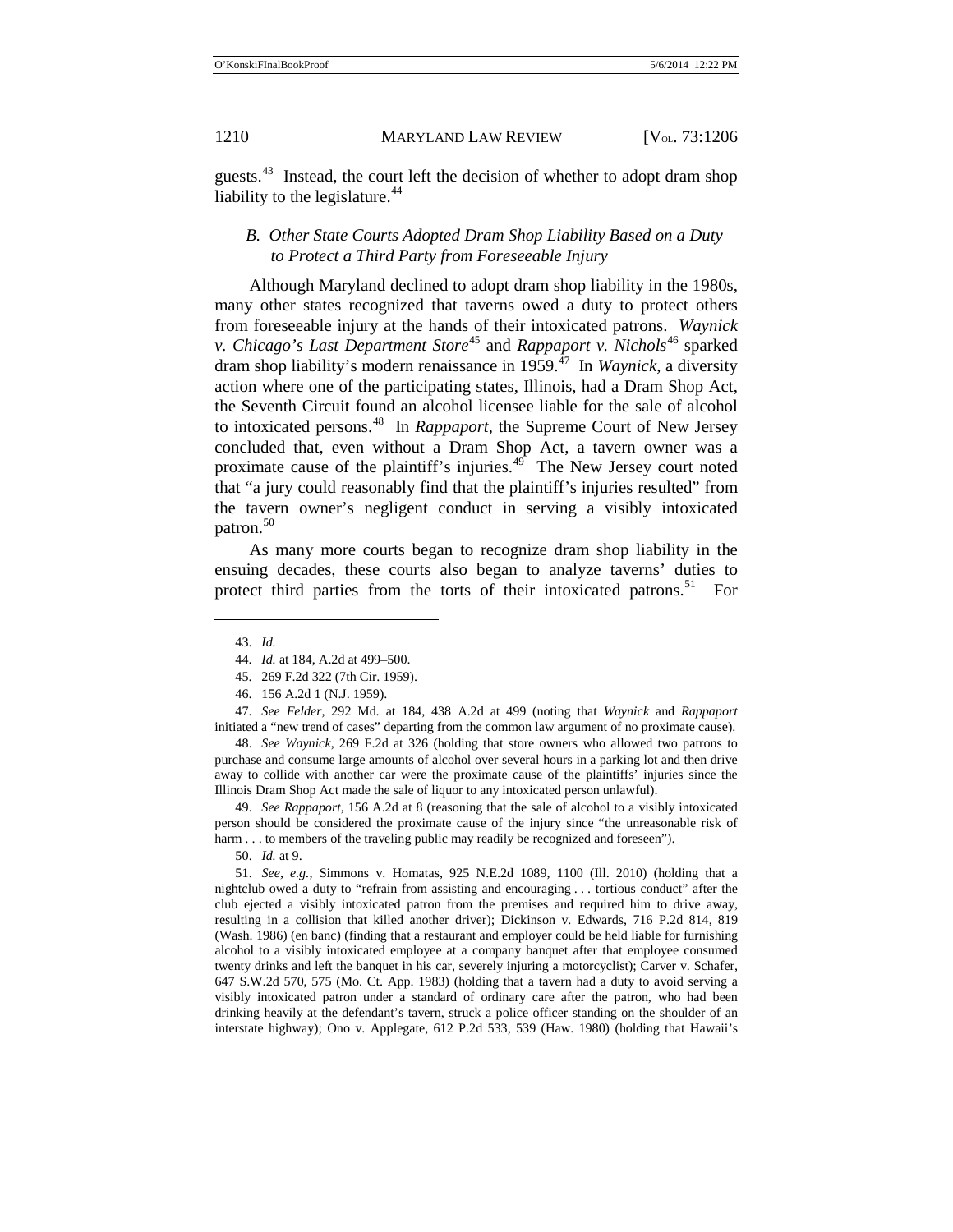guests.[43] Instead, the court left the decision of whether to adopt dram shop liability to the legislature.[44]

### *B. Other State Courts Adopted Dram Shop Liability Based on a Duty to Protect a Third Party from Foreseeable Injury*

Although Maryland declined to adopt dram shop liability in the 1980s, many other states recognized that taverns owed a duty to protect others from foreseeable injury at the hands of their intoxicated patrons. *Waynick v. Chicago's Last Department Store*[45] and *Rappaport v. Nichols*[46] sparked dram shop liability's modern renaissance in 1959.[47] In *Waynick*, a diversity action where one of the participating states, Illinois, had a Dram Shop Act, the Seventh Circuit found an alcohol licensee liable for the sale of alcohol to intoxicated persons.[48] In *Rappaport*, the Supreme Court of New Jersey concluded that, even without a Dram Shop Act, a tavern owner was a proximate cause of the plaintiff's injuries.[49] The New Jersey court noted that "a jury could reasonably find that the plaintiff's injuries resulted" from the tavern owner's negligent conduct in serving a visibly intoxicated patron.[50]

As many more courts began to recognize dram shop liability in the ensuing decades, these courts also began to analyze taverns' duties to protect third parties from the torts of their intoxicated patrons.[51] For

---

43. *Id.*

44. *Id.* at 184, A.2d at 499–500.

45. 269 F.2d 322 (7th Cir. 1959).

46. 156 A.2d 1 (N.J. 1959).

47. *See Felder*, 292 Md. at 184, 438 A.2d at 499 (noting that *Waynick* and *Rappaport* initiated a "new trend of cases" departing from the common law argument of no proximate cause).

48. *See Waynick*, 269 F.2d at 326 (holding that store owners who allowed two patrons to purchase and consume large amounts of alcohol over several hours in a parking lot and then drive away to collide with another car were the proximate cause of the plaintiffs' injuries since the Illinois Dram Shop Act made the sale of liquor to any intoxicated person unlawful).

49. *See Rappaport*, 156 A.2d at 8 (reasoning that the sale of alcohol to a visibly intoxicated person should be considered the proximate cause of the injury since "the unreasonable risk of harm . . . to members of the traveling public may readily be recognized and foreseen").

50. *Id.* at 9.

51. *See, e.g.*, Simmons v. Homatas, 925 N.E.2d 1089, 1100 (Ill. 2010) (holding that a nightclub owed a duty to "refrain from assisting and encouraging . . . tortious conduct" after the club ejected a visibly intoxicated patron from the premises and required him to drive away, resulting in a collision that killed another driver); Dickinson v. Edwards, 716 P.2d 814, 819 (Wash. 1986) (en banc) (finding that a restaurant and employer could be held liable for furnishing alcohol to a visibly intoxicated employee at a company banquet after that employee consumed twenty drinks and left the banquet in his car, severely injuring a motorcyclist); Carver v. Schafer, 647 S.W.2d 570, 575 (Mo. Ct. App. 1983) (holding that a tavern had a duty to avoid serving a visibly intoxicated patron under a standard of ordinary care after the patron, who had been drinking heavily at the defendant's tavern, struck a police officer standing on the shoulder of an interstate highway); Ono v. Applegate, 612 P.2d 533, 539 (Haw. 1980) (holding that Hawaii's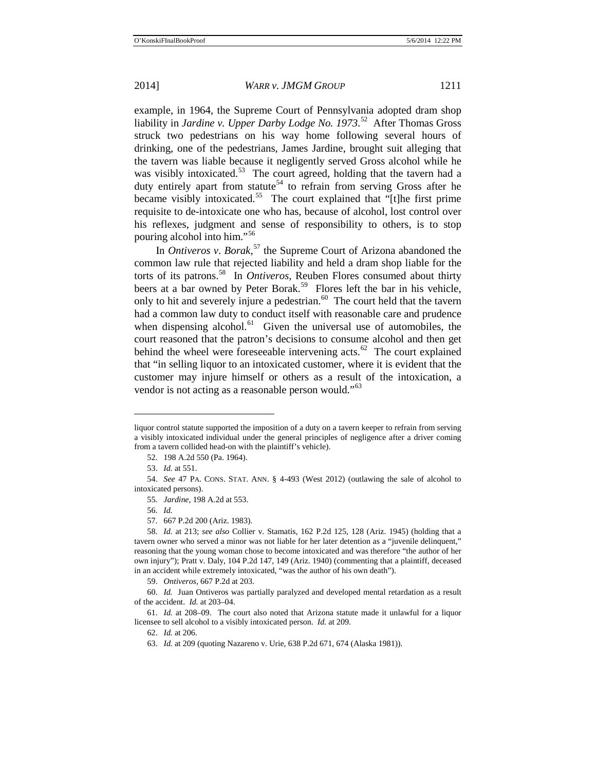example, in 1964, the Supreme Court of Pennsylvania adopted dram shop liability in *Jardine v. Upper Darby Lodge No. 1973*.[52] After Thomas Gross struck two pedestrians on his way home following several hours of drinking, one of the pedestrians, James Jardine, brought suit alleging that the tavern was liable because it negligently served Gross alcohol while he was visibly intoxicated.[53] The court agreed, holding that the tavern had a duty entirely apart from statute[54] to refrain from serving Gross after he became visibly intoxicated.[55] The court explained that "[t]he first prime requisite to de-intoxicate one who has, because of alcohol, lost control over his reflexes, judgment and sense of responsibility to others, is to stop pouring alcohol into him."[56]

In *Ontiveros v. Borak*,[57] the Supreme Court of Arizona abandoned the common law rule that rejected liability and held a dram shop liable for the torts of its patrons.[58] In *Ontiveros*, Reuben Flores consumed about thirty beers at a bar owned by Peter Borak.[59] Flores left the bar in his vehicle, only to hit and severely injure a pedestrian.[60] The court held that the tavern had a common law duty to conduct itself with reasonable care and prudence when dispensing alcohol.[61] Given the universal use of automobiles, the court reasoned that the patron's decisions to consume alcohol and then get behind the wheel were foreseeable intervening acts.[62] The court explained that "in selling liquor to an intoxicated customer, where it is evident that the customer may injure himself or others as a result of the intoxication, a vendor is not acting as a reasonable person would."[63]

---

liquor control statute supported the imposition of a duty on a tavern keeper to refrain from serving a visibly intoxicated individual under the general principles of negligence after a driver coming from a tavern collided head-on with the plaintiff's vehicle).

52. 198 A.2d 550 (Pa. 1964).

53. *Id.* at 551.

54. *See* 47 PA. CONS. STAT. ANN. § 4-493 (West 2012) (outlawing the sale of alcohol to intoxicated persons).

55. *Jardine*, 198 A.2d at 553.

56. *Id.*

57. 667 P.2d 200 (Ariz. 1983).

58. *Id.* at 213; *see also* Collier v. Stamatis, 162 P.2d 125, 128 (Ariz. 1945) (holding that a tavern owner who served a minor was not liable for her later detention as a "juvenile delinquent," reasoning that the young woman chose to become intoxicated and was therefore "the author of her own injury"); Pratt v. Daly, 104 P.2d 147, 149 (Ariz. 1940) (commenting that a plaintiff, deceased in an accident while extremely intoxicated, "was the author of his own death").

59. *Ontiveros*, 667 P.2d at 203.

60. *Id.* Juan Ontiveros was partially paralyzed and developed mental retardation as a result of the accident. *Id.* at 203–04.

61. *Id.* at 208–09. The court also noted that Arizona statute made it unlawful for a liquor licensee to sell alcohol to a visibly intoxicated person. *Id.* at 209.

62. *Id.* at 206.

63. *Id.* at 209 (quoting Nazareno v. Urie, 638 P.2d 671, 674 (Alaska 1981)).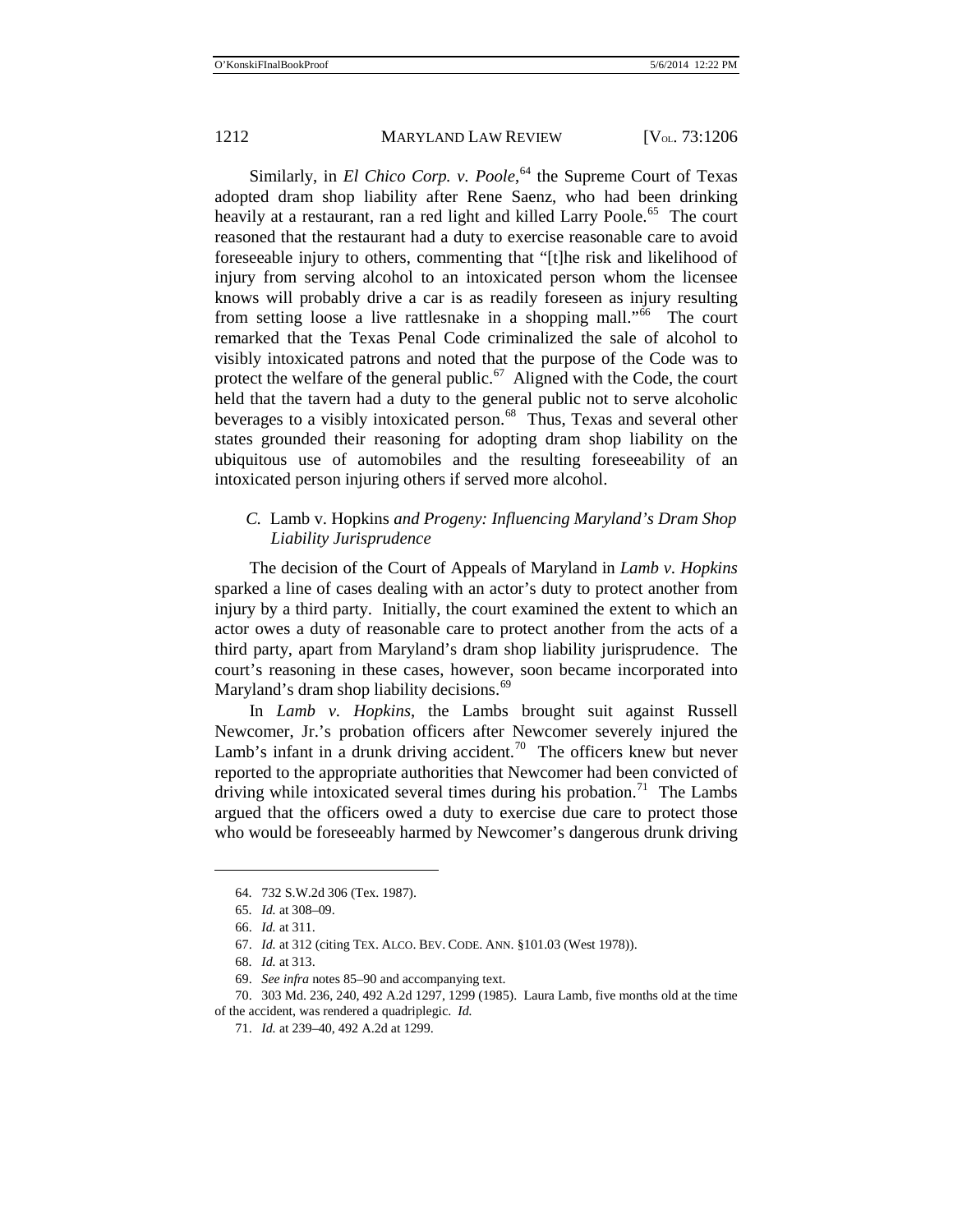Similarly, in *El Chico Corp. v. Poole*,[64] the Supreme Court of Texas adopted dram shop liability after Rene Saenz, who had been drinking heavily at a restaurant, ran a red light and killed Larry Poole.[65] The court reasoned that the restaurant had a duty to exercise reasonable care to avoid foreseeable injury to others, commenting that "[t]he risk and likelihood of injury from serving alcohol to an intoxicated person whom the licensee knows will probably drive a car is as readily foreseen as injury resulting from setting loose a live rattlesnake in a shopping mall."[66] The court remarked that the Texas Penal Code criminalized the sale of alcohol to visibly intoxicated patrons and noted that the purpose of the Code was to protect the welfare of the general public.[67] Aligned with the Code, the court held that the tavern had a duty to the general public not to serve alcoholic beverages to a visibly intoxicated person.[68] Thus, Texas and several other states grounded their reasoning for adopting dram shop liability on the ubiquitous use of automobiles and the resulting foreseeability of an intoxicated person injuring others if served more alcohol.

### *C.* Lamb v. Hopkins *and Progeny: Influencing Maryland's Dram Shop Liability Jurisprudence*

The decision of the Court of Appeals of Maryland in *Lamb v. Hopkins* sparked a line of cases dealing with an actor's duty to protect another from injury by a third party. Initially, the court examined the extent to which an actor owes a duty of reasonable care to protect another from the acts of a third party, apart from Maryland's dram shop liability jurisprudence. The court's reasoning in these cases, however, soon became incorporated into Maryland's dram shop liability decisions.[69]

In *Lamb v. Hopkins*, the Lambs brought suit against Russell Newcomer, Jr.'s probation officers after Newcomer severely injured the Lamb's infant in a drunk driving accident.[70] The officers knew but never reported to the appropriate authorities that Newcomer had been convicted of driving while intoxicated several times during his probation.[71] The Lambs argued that the officers owed a duty to exercise due care to protect those who would be foreseeably harmed by Newcomer's dangerous drunk driving

---

64. 732 S.W.2d 306 (Tex. 1987).

65. *Id.* at 308–09.

66. *Id.* at 311.

67. *Id.* at 312 (citing TEX. ALCO. BEV. CODE. ANN. §101.03 (West 1978)).

68. *Id.* at 313.

69. *See infra* notes 85–90 and accompanying text.

70. 303 Md. 236, 240, 492 A.2d 1297, 1299 (1985). Laura Lamb, five months old at the time of the accident, was rendered a quadriplegic. *Id.*

71. *Id.* at 239–40, 492 A.2d at 1299.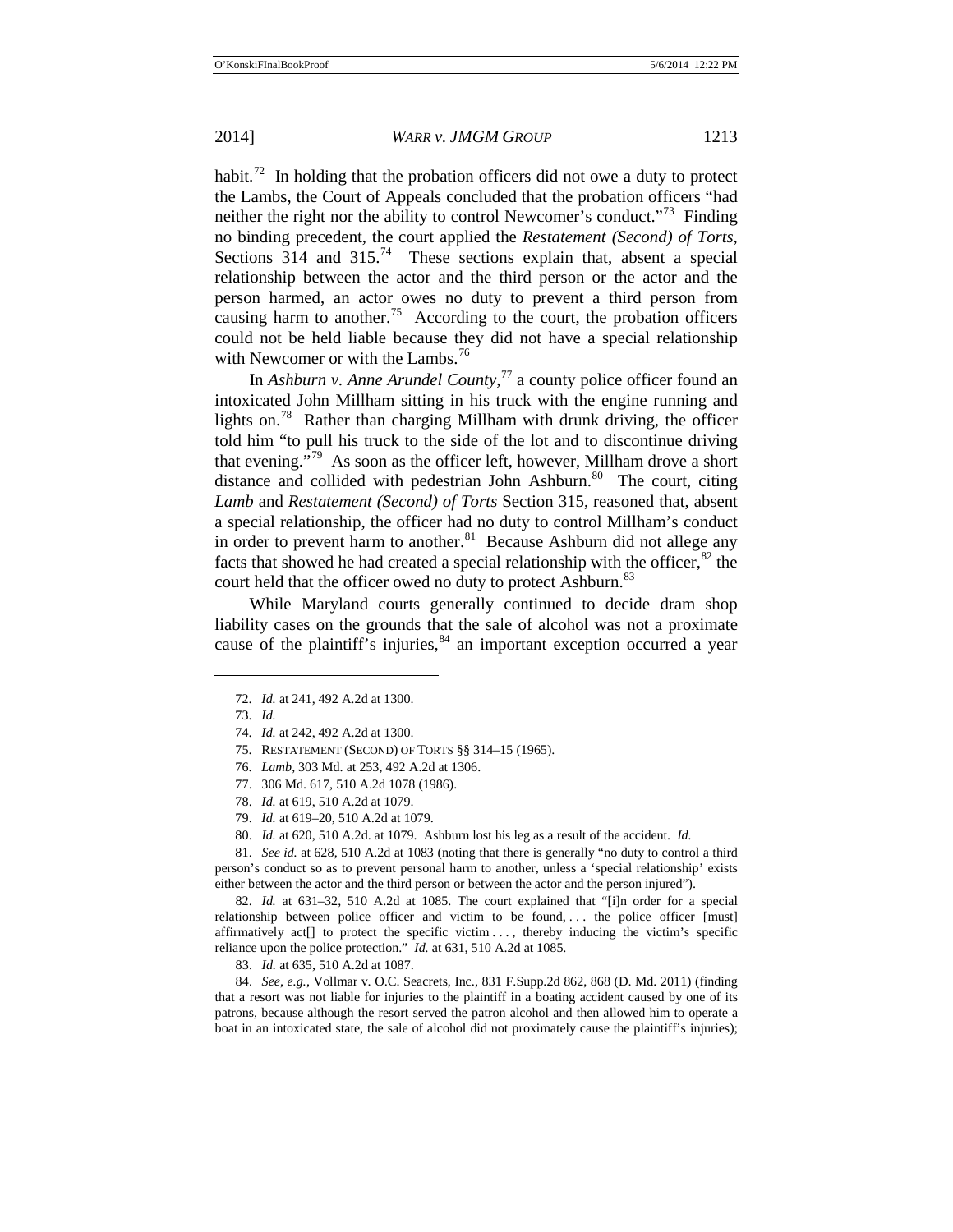habit.[72] In holding that the probation officers did not owe a duty to protect the Lambs, the Court of Appeals concluded that the probation officers "had neither the right nor the ability to control Newcomer's conduct."[73] Finding no binding precedent, the court applied the *Restatement (Second) of Torts*, Sections 314 and 315.[74] These sections explain that, absent a special relationship between the actor and the third person or the actor and the person harmed, an actor owes no duty to prevent a third person from causing harm to another.[75] According to the court, the probation officers could not be held liable because they did not have a special relationship with Newcomer or with the Lambs.[76]

In *Ashburn v. Anne Arundel County*,[77] a county police officer found an intoxicated John Millham sitting in his truck with the engine running and lights on.[78] Rather than charging Millham with drunk driving, the officer told him "to pull his truck to the side of the lot and to discontinue driving that evening."[79] As soon as the officer left, however, Millham drove a short distance and collided with pedestrian John Ashburn.[80] The court, citing *Lamb* and *Restatement (Second) of Torts* Section 315, reasoned that, absent a special relationship, the officer had no duty to control Millham's conduct in order to prevent harm to another.[81] Because Ashburn did not allege any facts that showed he had created a special relationship with the officer,[82] the court held that the officer owed no duty to protect Ashburn.[83]

While Maryland courts generally continued to decide dram shop liability cases on the grounds that the sale of alcohol was not a proximate cause of the plaintiff's injuries,[84] an important exception occurred a year

---

72. *Id.* at 241, 492 A.2d at 1300.

73. *Id.*

74. *Id.* at 242, 492 A.2d at 1300.

75. RESTATEMENT (SECOND) OF TORTS §§ 314–15 (1965).

76. *Lamb*, 303 Md. at 253, 492 A.2d at 1306.

77. 306 Md. 617, 510 A.2d 1078 (1986).

78. *Id.* at 619, 510 A.2d at 1079.

79. *Id.* at 619–20, 510 A.2d at 1079.

80. *Id.* at 620, 510 A.2d. at 1079. Ashburn lost his leg as a result of the accident. *Id.*

81. *See id.* at 628, 510 A.2d at 1083 (noting that there is generally "no duty to control a third person's conduct so as to prevent personal harm to another, unless a 'special relationship' exists either between the actor and the third person or between the actor and the person injured").

82. *Id.* at 631–32, 510 A.2d at 1085. The court explained that "[i]n order for a special relationship between police officer and victim to be found, . . . the police officer [must] affirmatively act[] to protect the specific victim . . . , thereby inducing the victim's specific reliance upon the police protection." *Id.* at 631, 510 A.2d at 1085.

83. *Id.* at 635, 510 A.2d at 1087.

84. *See, e.g.*, Vollmar v. O.C. Seacrets, Inc., 831 F.Supp.2d 862, 868 (D. Md. 2011) (finding that a resort was not liable for injuries to the plaintiff in a boating accident caused by one of its patrons, because although the resort served the patron alcohol and then allowed him to operate a boat in an intoxicated state, the sale of alcohol did not proximately cause the plaintiff's injuries);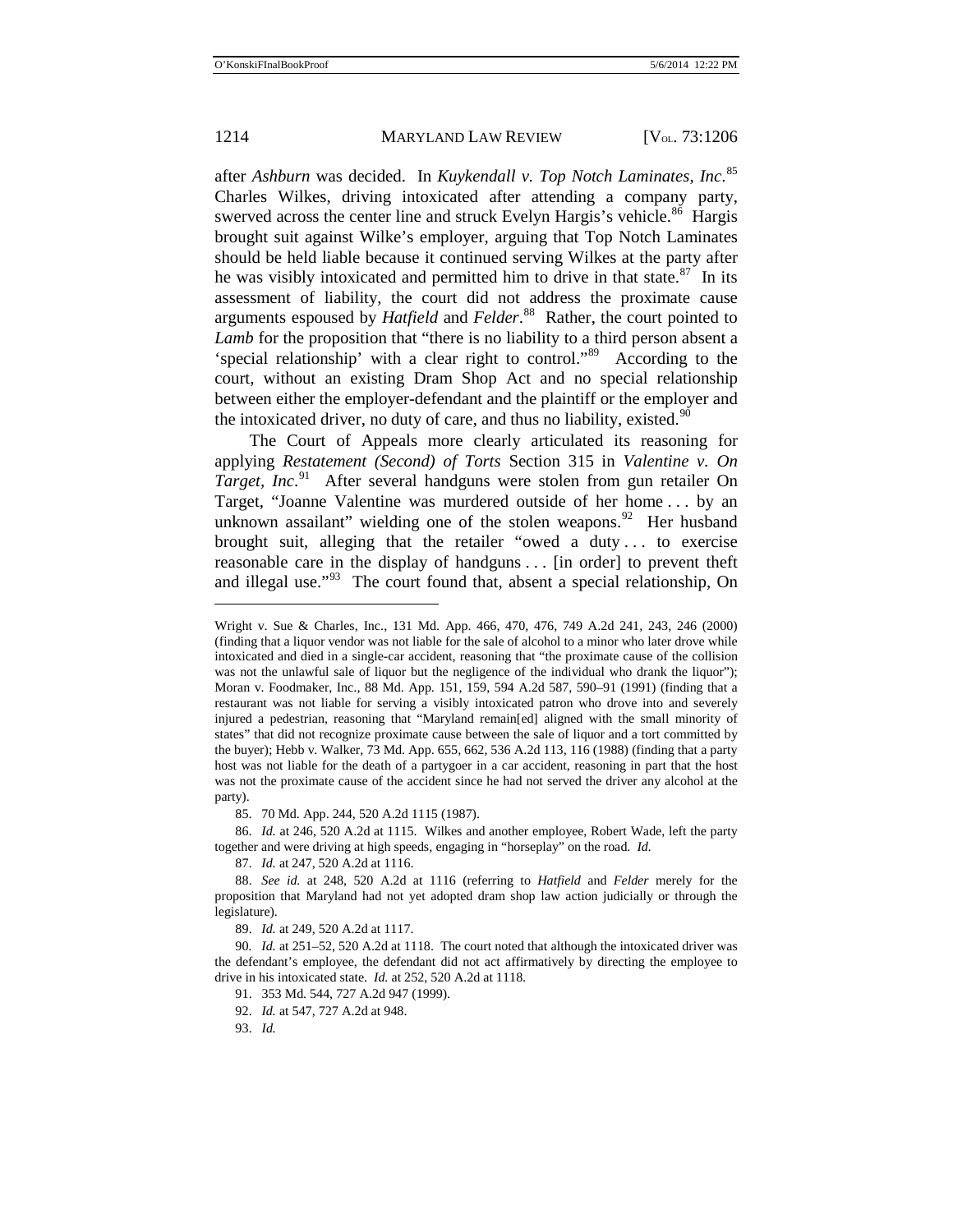after *Ashburn* was decided. In *Kuykendall v. Top Notch Laminates, Inc.*[85] Charles Wilkes, driving intoxicated after attending a company party, swerved across the center line and struck Evelyn Hargis's vehicle.[86] Hargis brought suit against Wilke's employer, arguing that Top Notch Laminates should be held liable because it continued serving Wilkes at the party after he was visibly intoxicated and permitted him to drive in that state.[87] In its assessment of liability, the court did not address the proximate cause arguments espoused by *Hatfield* and *Felder*.[88] Rather, the court pointed to *Lamb* for the proposition that "there is no liability to a third person absent a 'special relationship' with a clear right to control."[89] According to the court, without an existing Dram Shop Act and no special relationship between either the employer-defendant and the plaintiff or the employer and the intoxicated driver, no duty of care, and thus no liability, existed.[90]

The Court of Appeals more clearly articulated its reasoning for applying *Restatement (Second) of Torts* Section 315 in *Valentine v. On Target, Inc.*[91] After several handguns were stolen from gun retailer On Target, "Joanne Valentine was murdered outside of her home . . . by an unknown assailant" wielding one of the stolen weapons.[92] Her husband brought suit, alleging that the retailer "owed a duty . . . to exercise reasonable care in the display of handguns . . . [in order] to prevent theft and illegal use."[93] The court found that, absent a special relationship, On

---

Wright v. Sue & Charles, Inc., 131 Md. App. 466, 470, 476, 749 A.2d 241, 243, 246 (2000) (finding that a liquor vendor was not liable for the sale of alcohol to a minor who later drove while intoxicated and died in a single-car accident, reasoning that "the proximate cause of the collision was not the unlawful sale of liquor but the negligence of the individual who drank the liquor"); Moran v. Foodmaker, Inc., 88 Md. App. 151, 159, 594 A.2d 587, 590–91 (1991) (finding that a restaurant was not liable for serving a visibly intoxicated patron who drove into and severely injured a pedestrian, reasoning that "Maryland remain[ed] aligned with the small minority of states" that did not recognize proximate cause between the sale of liquor and a tort committed by the buyer); Hebb v. Walker, 73 Md. App. 655, 662, 536 A.2d 113, 116 (1988) (finding that a party host was not liable for the death of a partygoer in a car accident, reasoning in part that the host was not the proximate cause of the accident since he had not served the driver any alcohol at the party).

85. 70 Md. App. 244, 520 A.2d 1115 (1987).

86. *Id.* at 246, 520 A.2d at 1115. Wilkes and another employee, Robert Wade, left the party together and were driving at high speeds, engaging in "horseplay" on the road. *Id.*

87. *Id.* at 247, 520 A.2d at 1116.

88. *See id.* at 248, 520 A.2d at 1116 (referring to *Hatfield* and *Felder* merely for the proposition that Maryland had not yet adopted dram shop law action judicially or through the legislature).

89. *Id.* at 249, 520 A.2d at 1117.

90. *Id.* at 251–52, 520 A.2d at 1118. The court noted that although the intoxicated driver was the defendant's employee, the defendant did not act affirmatively by directing the employee to drive in his intoxicated state. *Id.* at 252, 520 A.2d at 1118.

91. 353 Md. 544, 727 A.2d 947 (1999).

92. *Id.* at 547, 727 A.2d at 948.

93. *Id.*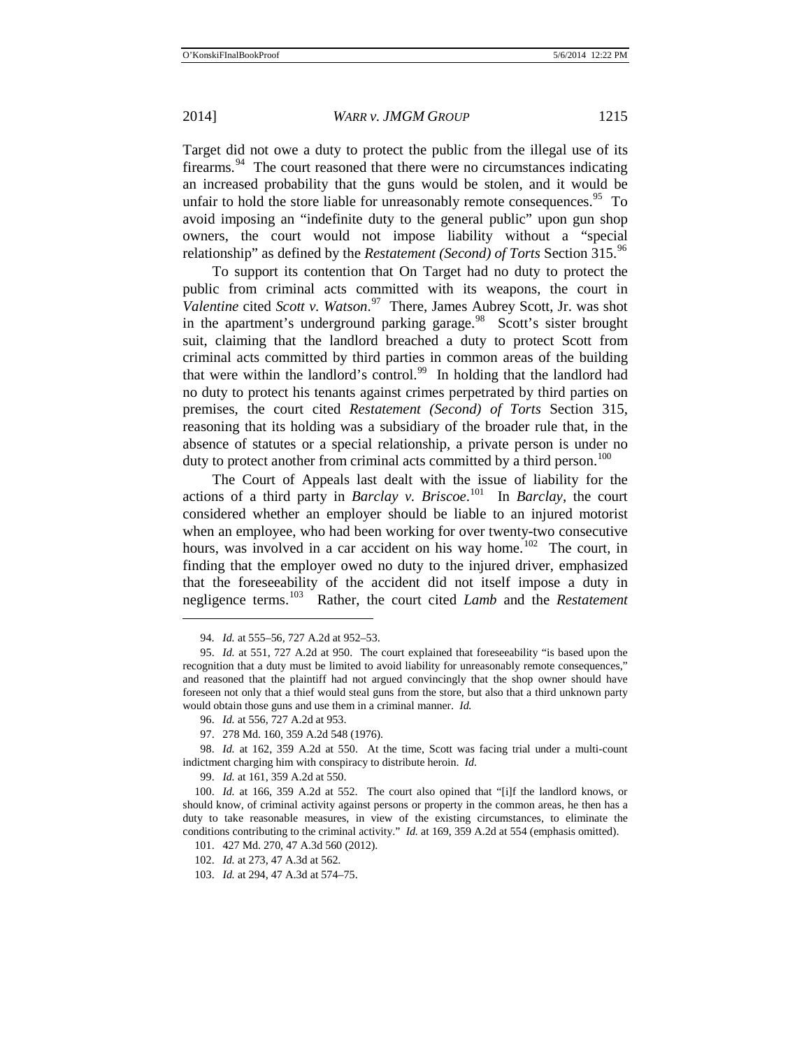Target did not owe a duty to protect the public from the illegal use of its firearms.[94] The court reasoned that there were no circumstances indicating an increased probability that the guns would be stolen, and it would be unfair to hold the store liable for unreasonably remote consequences.[95] To avoid imposing an "indefinite duty to the general public" upon gun shop owners, the court would not impose liability without a "special relationship" as defined by the *Restatement (Second) of Torts* Section 315.[96]

To support its contention that On Target had no duty to protect the public from criminal acts committed with its weapons, the court in *Valentine* cited *Scott v. Watson*.[97] There, James Aubrey Scott, Jr. was shot in the apartment's underground parking garage.[98] Scott's sister brought suit, claiming that the landlord breached a duty to protect Scott from criminal acts committed by third parties in common areas of the building that were within the landlord's control.[99] In holding that the landlord had no duty to protect his tenants against crimes perpetrated by third parties on premises, the court cited *Restatement (Second) of Torts* Section 315, reasoning that its holding was a subsidiary of the broader rule that, in the absence of statutes or a special relationship, a private person is under no duty to protect another from criminal acts committed by a third person.[100]

The Court of Appeals last dealt with the issue of liability for the actions of a third party in *Barclay v. Briscoe*.[101] In *Barclay*, the court considered whether an employer should be liable to an injured motorist when an employee, who had been working for over twenty-two consecutive hours, was involved in a car accident on his way home.[102] The court, in finding that the employer owed no duty to the injured driver, emphasized that the foreseeability of the accident did not itself impose a duty in negligence terms.[103] Rather, the court cited *Lamb* and the *Restatement*

---

94. *Id.* at 555–56, 727 A.2d at 952–53.

95. *Id.* at 551, 727 A.2d at 950. The court explained that foreseeability "is based upon the recognition that a duty must be limited to avoid liability for unreasonably remote consequences," and reasoned that the plaintiff had not argued convincingly that the shop owner should have foreseen not only that a thief would steal guns from the store, but also that a third unknown party would obtain those guns and use them in a criminal manner. *Id.*

96. *Id.* at 556, 727 A.2d at 953.

97. 278 Md. 160, 359 A.2d 548 (1976).

98. *Id.* at 162, 359 A.2d at 550. At the time, Scott was facing trial under a multi-count indictment charging him with conspiracy to distribute heroin. *Id.*

99. *Id.* at 161, 359 A.2d at 550.

100. *Id.* at 166, 359 A.2d at 552. The court also opined that "[i]f the landlord knows, or should know, of criminal activity against persons or property in the common areas, he then has a duty to take reasonable measures, in view of the existing circumstances, to eliminate the conditions contributing to the criminal activity." *Id.* at 169, 359 A.2d at 554 (emphasis omitted).

101. 427 Md. 270, 47 A.3d 560 (2012).

102. *Id.* at 273, 47 A.3d at 562.

103. *Id.* at 294, 47 A.3d at 574–75.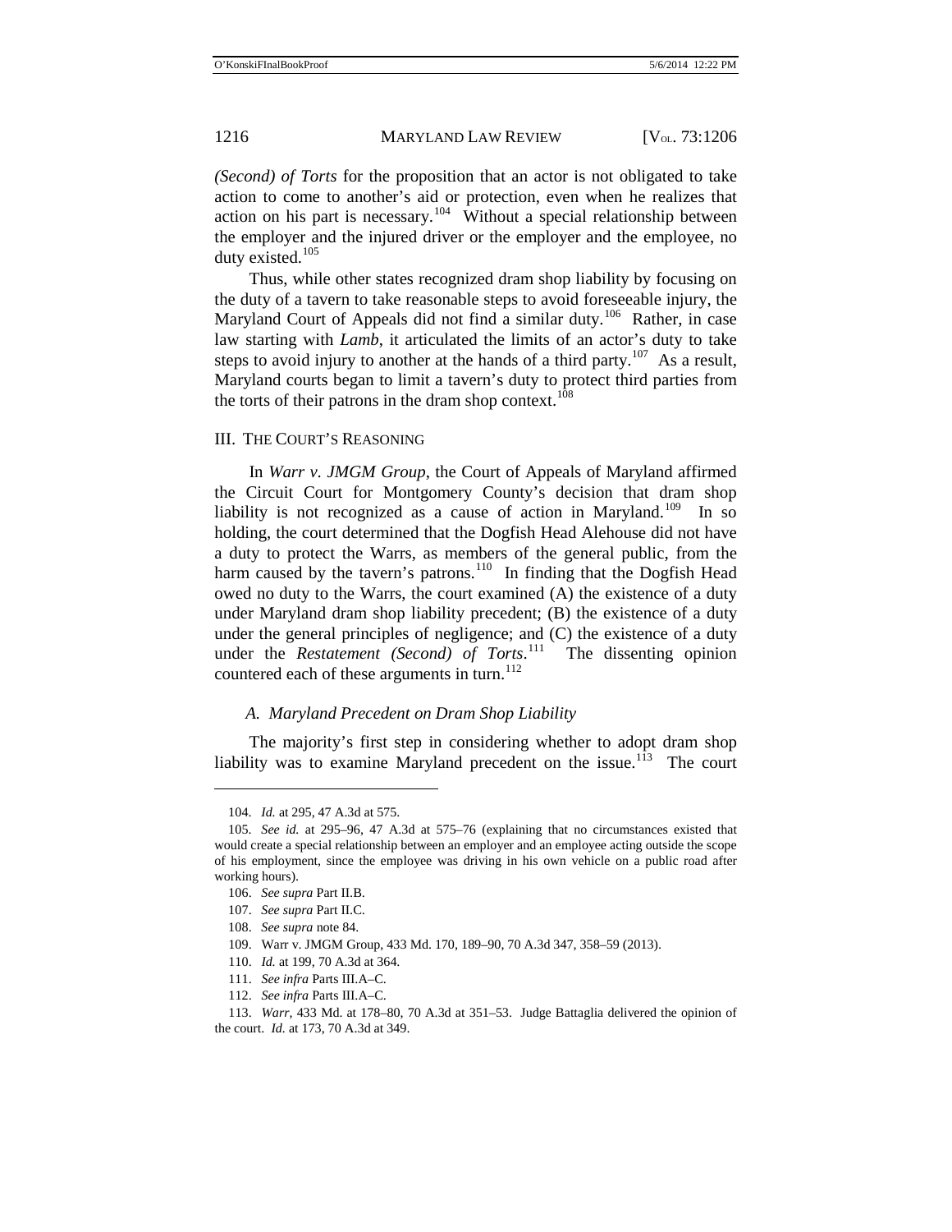*(Second) of Torts* for the proposition that an actor is not obligated to take action to come to another's aid or protection, even when he realizes that action on his part is necessary.[104] Without a special relationship between the employer and the injured driver or the employer and the employee, no duty existed.[105]

Thus, while other states recognized dram shop liability by focusing on the duty of a tavern to take reasonable steps to avoid foreseeable injury, the Maryland Court of Appeals did not find a similar duty.[106] Rather, in case law starting with *Lamb*, it articulated the limits of an actor's duty to take steps to avoid injury to another at the hands of a third party.[107] As a result, Maryland courts began to limit a tavern's duty to protect third parties from the torts of their patrons in the dram shop context.[108]

## III. The Court's Reasoning

In *Warr v. JMGM Group*, the Court of Appeals of Maryland affirmed the Circuit Court for Montgomery County's decision that dram shop liability is not recognized as a cause of action in Maryland.[109] In so holding, the court determined that the Dogfish Head Alehouse did not have a duty to protect the Warrs, as members of the general public, from the harm caused by the tavern's patrons.[110] In finding that the Dogfish Head owed no duty to the Warrs, the court examined (A) the existence of a duty under Maryland dram shop liability precedent; (B) the existence of a duty under the general principles of negligence; and (C) the existence of a duty under the *Restatement (Second) of Torts*.[111] The dissenting opinion countered each of these arguments in turn.[112]

### *A. Maryland Precedent on Dram Shop Liability*

The majority's first step in considering whether to adopt dram shop liability was to examine Maryland precedent on the issue.[113] The court

---

104. *Id.* at 295, 47 A.3d at 575.

105. *See id.* at 295–96, 47 A.3d at 575–76 (explaining that no circumstances existed that would create a special relationship between an employer and an employee acting outside the scope of his employment, since the employee was driving in his own vehicle on a public road after working hours).

106. *See supra* Part II.B.

107. *See supra* Part II.C.

108. *See supra* note 84.

109. Warr v. JMGM Group, 433 Md. 170, 189–90, 70 A.3d 347, 358–59 (2013).

110. *Id.* at 199, 70 A.3d at 364.

111. *See infra* Parts III.A–C.

112. *See infra* Parts III.A–C.

113. *Warr*, 433 Md. at 178–80, 70 A.3d at 351–53. Judge Battaglia delivered the opinion of the court. *Id.* at 173, 70 A.3d at 349.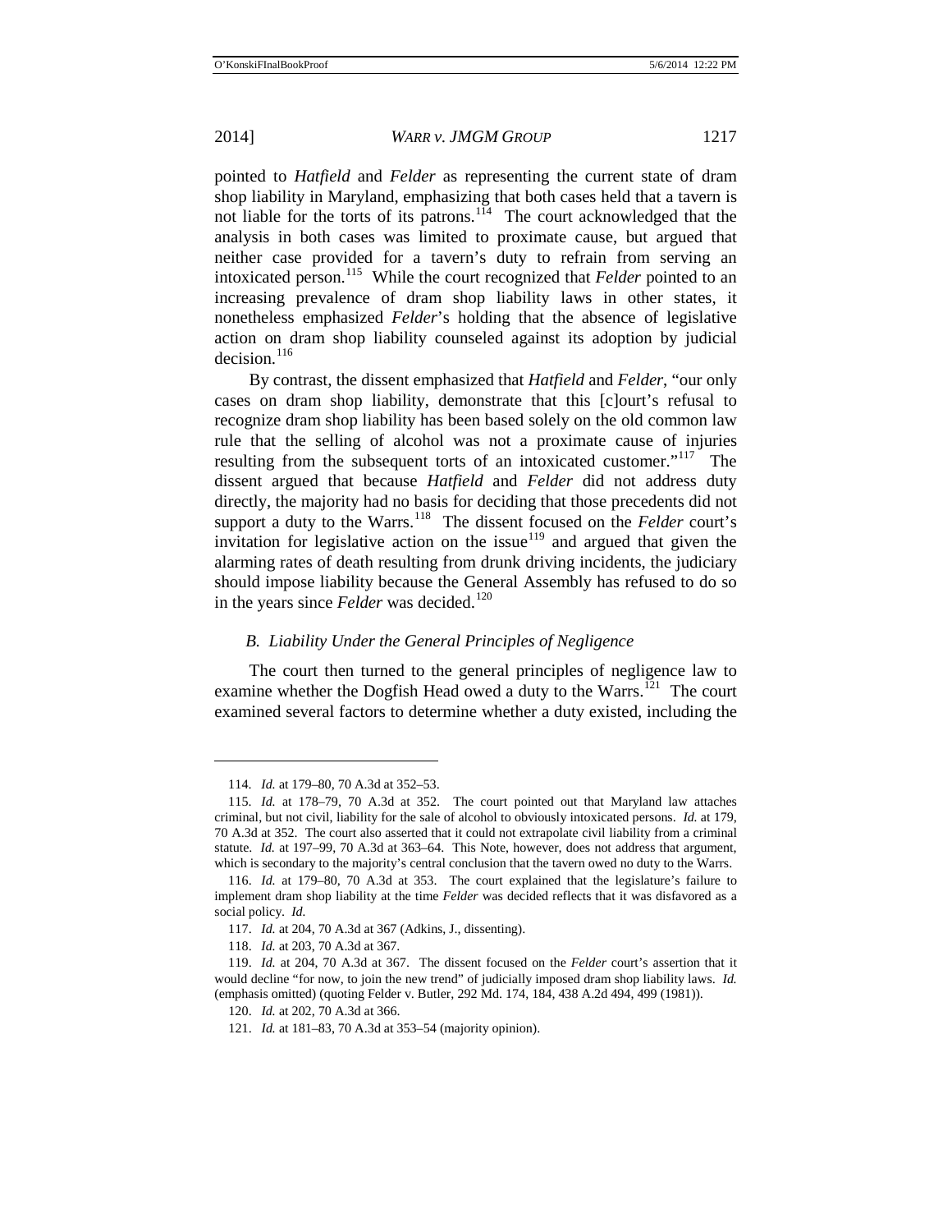pointed to *Hatfield* and *Felder* as representing the current state of dram shop liability in Maryland, emphasizing that both cases held that a tavern is not liable for the torts of its patrons.[114] The court acknowledged that the analysis in both cases was limited to proximate cause, but argued that neither case provided for a tavern's duty to refrain from serving an intoxicated person.[115] While the court recognized that *Felder* pointed to an increasing prevalence of dram shop liability laws in other states, it nonetheless emphasized *Felder*'s holding that the absence of legislative action on dram shop liability counseled against its adoption by judicial decision.[116]

By contrast, the dissent emphasized that *Hatfield* and *Felder*, "our only cases on dram shop liability, demonstrate that this [c]ourt's refusal to recognize dram shop liability has been based solely on the old common law rule that the selling of alcohol was not a proximate cause of injuries resulting from the subsequent torts of an intoxicated customer."[117] The dissent argued that because *Hatfield* and *Felder* did not address duty directly, the majority had no basis for deciding that those precedents did not support a duty to the Warrs.[118] The dissent focused on the *Felder* court's invitation for legislative action on the issue[119] and argued that given the alarming rates of death resulting from drunk driving incidents, the judiciary should impose liability because the General Assembly has refused to do so in the years since *Felder* was decided.[120]

### *B. Liability Under the General Principles of Negligence*

The court then turned to the general principles of negligence law to examine whether the Dogfish Head owed a duty to the Warrs.[121] The court examined several factors to determine whether a duty existed, including the

---

114. *Id.* at 179–80, 70 A.3d at 352–53.

115. *Id.* at 178–79, 70 A.3d at 352. The court pointed out that Maryland law attaches criminal, but not civil, liability for the sale of alcohol to obviously intoxicated persons. *Id.* at 179, 70 A.3d at 352. The court also asserted that it could not extrapolate civil liability from a criminal statute. *Id.* at 197–99, 70 A.3d at 363–64. This Note, however, does not address that argument, which is secondary to the majority's central conclusion that the tavern owed no duty to the Warrs.

116. *Id.* at 179–80, 70 A.3d at 353. The court explained that the legislature's failure to implement dram shop liability at the time *Felder* was decided reflects that it was disfavored as a social policy. *Id.*

117. *Id.* at 204, 70 A.3d at 367 (Adkins, J., dissenting).

118. *Id.* at 203, 70 A.3d at 367.

119. *Id.* at 204, 70 A.3d at 367. The dissent focused on the *Felder* court's assertion that it would decline "for now, to join the new trend" of judicially imposed dram shop liability laws. *Id.* (emphasis omitted) (quoting Felder v. Butler, 292 Md. 174, 184, 438 A.2d 494, 499 (1981)).

120. *Id.* at 202, 70 A.3d at 366.

121. *Id.* at 181–83, 70 A.3d at 353–54 (majority opinion).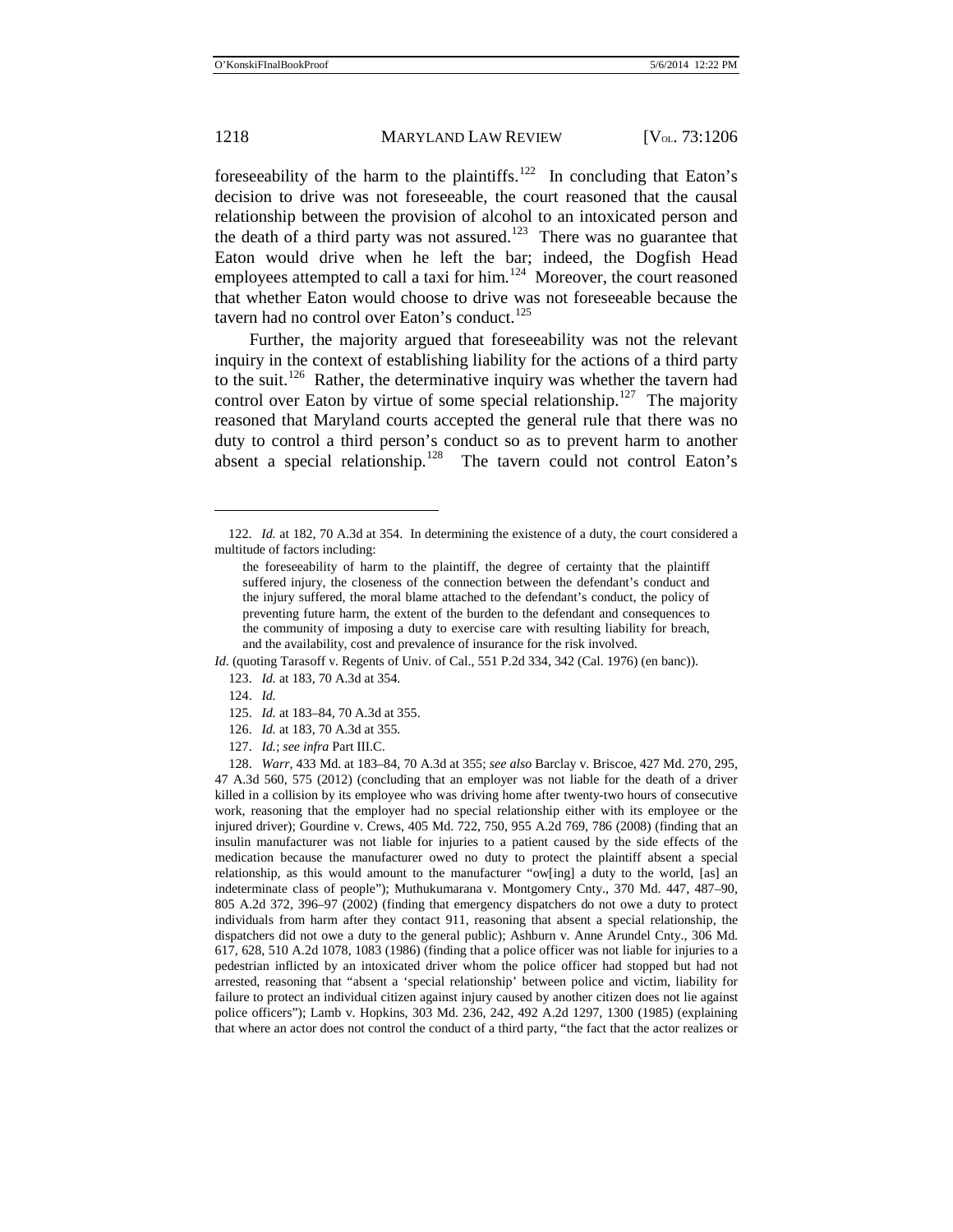foreseeability of the harm to the plaintiffs.[122] In concluding that Eaton's decision to drive was not foreseeable, the court reasoned that the causal relationship between the provision of alcohol to an intoxicated person and the death of a third party was not assured.[123] There was no guarantee that Eaton would drive when he left the bar; indeed, the Dogfish Head employees attempted to call a taxi for him.[124] Moreover, the court reasoned that whether Eaton would choose to drive was not foreseeable because the tavern had no control over Eaton's conduct.[125]

Further, the majority argued that foreseeability was not the relevant inquiry in the context of establishing liability for the actions of a third party to the suit.[126] Rather, the determinative inquiry was whether the tavern had control over Eaton by virtue of some special relationship.[127] The majority reasoned that Maryland courts accepted the general rule that there was no duty to control a third person's conduct so as to prevent harm to another absent a special relationship.[128] The tavern could not control Eaton's

---

122. *Id.* at 182, 70 A.3d at 354. In determining the existence of a duty, the court considered a multitude of factors including:

> the foreseeability of harm to the plaintiff, the degree of certainty that the plaintiff suffered injury, the closeness of the connection between the defendant's conduct and the injury suffered, the moral blame attached to the defendant's conduct, the policy of preventing future harm, the extent of the burden to the defendant and consequences to the community of imposing a duty to exercise care with resulting liability for breach, and the availability, cost and prevalence of insurance for the risk involved.

*Id.* (quoting Tarasoff v. Regents of Univ. of Cal., 551 P.2d 334, 342 (Cal. 1976) (en banc)).

123. *Id.* at 183, 70 A.3d at 354.

124. *Id.*

125. *Id.* at 183–84, 70 A.3d at 355.

126. *Id.* at 183, 70 A.3d at 355.

127. *Id.*; *see infra* Part III.C.

128. *Warr*, 433 Md. at 183–84, 70 A.3d at 355; *see also* Barclay v. Briscoe, 427 Md. 270, 295, 47 A.3d 560, 575 (2012) (concluding that an employer was not liable for the death of a driver killed in a collision by its employee who was driving home after twenty-two hours of consecutive work, reasoning that the employer had no special relationship either with its employee or the injured driver); Gourdine v. Crews, 405 Md. 722, 750, 955 A.2d 769, 786 (2008) (finding that an insulin manufacturer was not liable for injuries to a patient caused by the side effects of the medication because the manufacturer owed no duty to protect the plaintiff absent a special relationship, as this would amount to the manufacturer "ow[ing] a duty to the world, [as] an indeterminate class of people"); Muthukumarana v. Montgomery Cnty., 370 Md. 447, 487–90, 805 A.2d 372, 396–97 (2002) (finding that emergency dispatchers do not owe a duty to protect individuals from harm after they contact 911, reasoning that absent a special relationship, the dispatchers did not owe a duty to the general public); Ashburn v. Anne Arundel Cnty., 306 Md. 617, 628, 510 A.2d 1078, 1083 (1986) (finding that a police officer was not liable for injuries to a pedestrian inflicted by an intoxicated driver whom the police officer had stopped but had not arrested, reasoning that "absent a 'special relationship' between police and victim, liability for failure to protect an individual citizen against injury caused by another citizen does not lie against police officers"); Lamb v. Hopkins, 303 Md. 236, 242, 492 A.2d 1297, 1300 (1985) (explaining that where an actor does not control the conduct of a third party, "the fact that the actor realizes or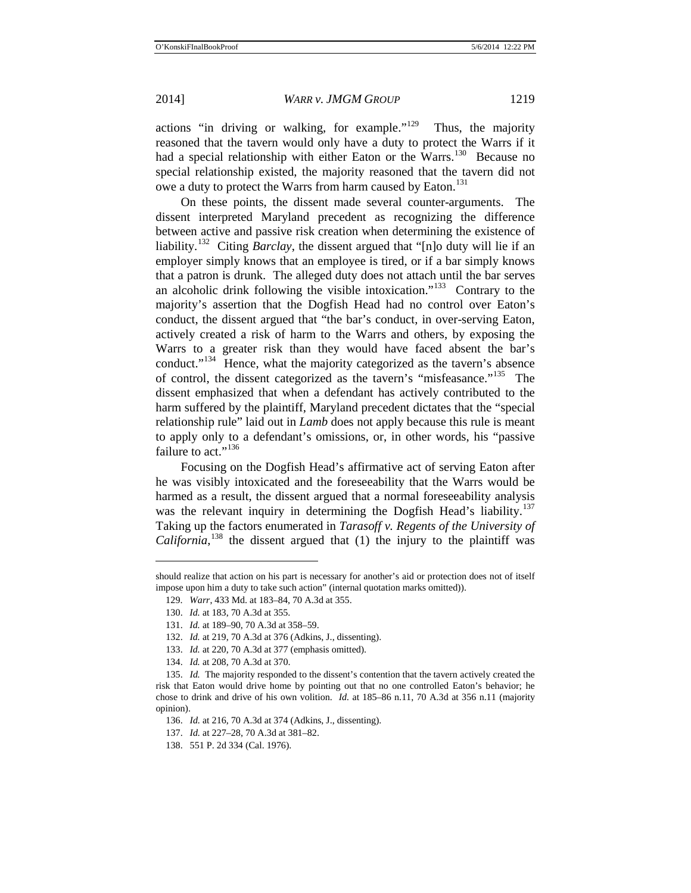actions "in driving or walking, for example."[129] Thus, the majority reasoned that the tavern would only have a duty to protect the Warrs if it had a special relationship with either Eaton or the Warrs.[130] Because no special relationship existed, the majority reasoned that the tavern did not owe a duty to protect the Warrs from harm caused by Eaton.[131]

On these points, the dissent made several counter-arguments. The dissent interpreted Maryland precedent as recognizing the difference between active and passive risk creation when determining the existence of liability.[132] Citing *Barclay*, the dissent argued that "[n]o duty will lie if an employer simply knows that an employee is tired, or if a bar simply knows that a patron is drunk. The alleged duty does not attach until the bar serves an alcoholic drink following the visible intoxication."[133] Contrary to the majority's assertion that the Dogfish Head had no control over Eaton's conduct, the dissent argued that "the bar's conduct, in over-serving Eaton, actively created a risk of harm to the Warrs and others, by exposing the Warrs to a greater risk than they would have faced absent the bar's conduct."[134] Hence, what the majority categorized as the tavern's absence of control, the dissent categorized as the tavern's "misfeasance."[135] The dissent emphasized that when a defendant has actively contributed to the harm suffered by the plaintiff, Maryland precedent dictates that the "special relationship rule" laid out in *Lamb* does not apply because this rule is meant to apply only to a defendant's omissions, or, in other words, his "passive failure to act."[136]

Focusing on the Dogfish Head's affirmative act of serving Eaton after he was visibly intoxicated and the foreseeability that the Warrs would be harmed as a result, the dissent argued that a normal foreseeability analysis was the relevant inquiry in determining the Dogfish Head's liability.[137] Taking up the factors enumerated in *Tarasoff v. Regents of the University of California*,[138] the dissent argued that (1) the injury to the plaintiff was

---

should realize that action on his part is necessary for another's aid or protection does not of itself impose upon him a duty to take such action" (internal quotation marks omitted)).

129. *Warr*, 433 Md. at 183–84, 70 A.3d at 355.

130. *Id.* at 183, 70 A.3d at 355.

131. *Id.* at 189–90, 70 A.3d at 358–59.

132. *Id.* at 219, 70 A.3d at 376 (Adkins, J., dissenting).

133. *Id.* at 220, 70 A.3d at 377 (emphasis omitted).

134. *Id.* at 208, 70 A.3d at 370.

135. *Id.* The majority responded to the dissent's contention that the tavern actively created the risk that Eaton would drive home by pointing out that no one controlled Eaton's behavior; he chose to drink and drive of his own volition. *Id.* at 185–86 n.11, 70 A.3d at 356 n.11 (majority opinion).

136. *Id.* at 216, 70 A.3d at 374 (Adkins, J., dissenting).

137. *Id.* at 227–28, 70 A.3d at 381–82.

138. 551 P. 2d 334 (Cal. 1976).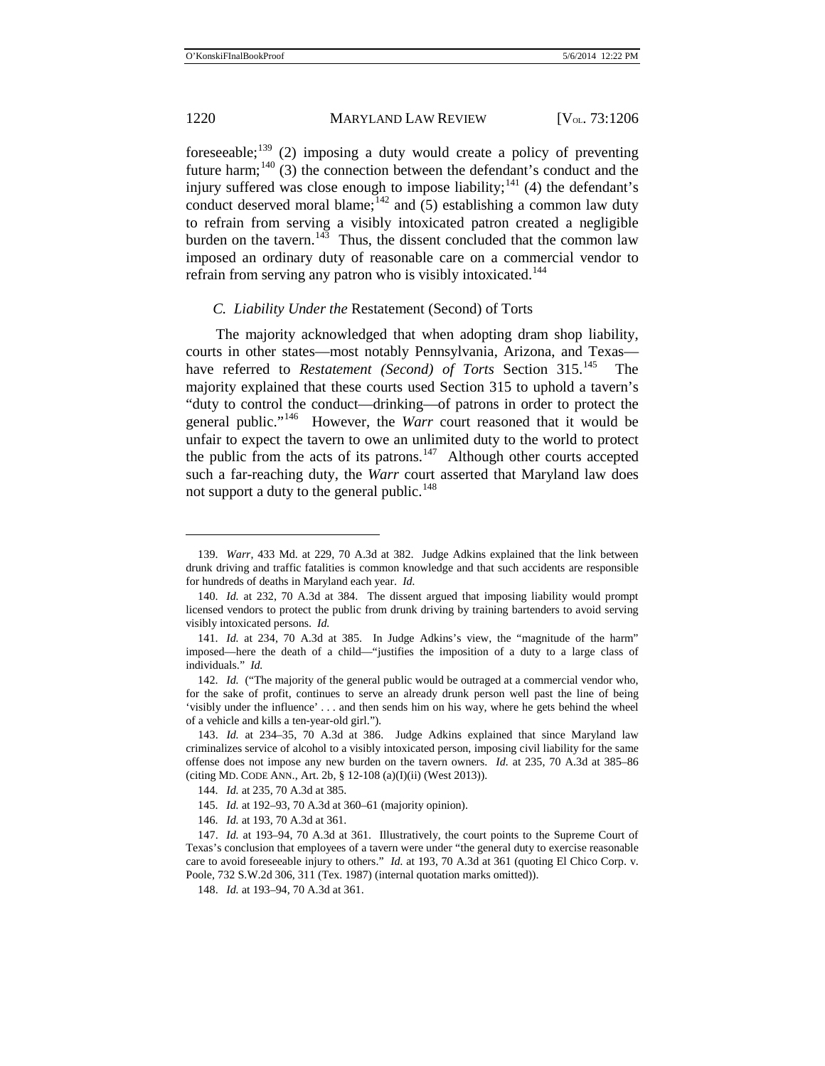foreseeable;[139] (2) imposing a duty would create a policy of preventing future harm;[140] (3) the connection between the defendant's conduct and the injury suffered was close enough to impose liability;[141] (4) the defendant's conduct deserved moral blame;[142] and (5) establishing a common law duty to refrain from serving a visibly intoxicated patron created a negligible burden on the tavern.[143] Thus, the dissent concluded that the common law imposed an ordinary duty of reasonable care on a commercial vendor to refrain from serving any patron who is visibly intoxicated.[144]

### *C. Liability Under the* Restatement (Second) of Torts

The majority acknowledged that when adopting dram shop liability, courts in other states—most notably Pennsylvania, Arizona, and Texas—have referred to *Restatement (Second) of Torts* Section 315.[145] The majority explained that these courts used Section 315 to uphold a tavern's "duty to control the conduct—drinking—of patrons in order to protect the general public."[146] However, the *Warr* court reasoned that it would be unfair to expect the tavern to owe an unlimited duty to the world to protect the public from the acts of its patrons.[147] Although other courts accepted such a far-reaching duty, the *Warr* court asserted that Maryland law does not support a duty to the general public.[148]

---

139. *Warr*, 433 Md. at 229, 70 A.3d at 382. Judge Adkins explained that the link between drunk driving and traffic fatalities is common knowledge and that such accidents are responsible for hundreds of deaths in Maryland each year. *Id.*

140. *Id.* at 232, 70 A.3d at 384. The dissent argued that imposing liability would prompt licensed vendors to protect the public from drunk driving by training bartenders to avoid serving visibly intoxicated persons. *Id.*

141. *Id.* at 234, 70 A.3d at 385. In Judge Adkins's view, the "magnitude of the harm" imposed—here the death of a child—"justifies the imposition of a duty to a large class of individuals." *Id.*

142. *Id.* ("The majority of the general public would be outraged at a commercial vendor who, for the sake of profit, continues to serve an already drunk person well past the line of being 'visibly under the influence' . . . and then sends him on his way, where he gets behind the wheel of a vehicle and kills a ten-year-old girl.").

143. *Id.* at 234–35, 70 A.3d at 386. Judge Adkins explained that since Maryland law criminalizes service of alcohol to a visibly intoxicated person, imposing civil liability for the same offense does not impose any new burden on the tavern owners. *Id.* at 235, 70 A.3d at 385–86 (citing MD. CODE ANN., Art. 2b, § 12-108 (a)(I)(ii) (West 2013)).

144. *Id.* at 235, 70 A.3d at 385.

145. *Id.* at 192–93, 70 A.3d at 360–61 (majority opinion).

146. *Id.* at 193, 70 A.3d at 361.

147. *Id.* at 193–94, 70 A.3d at 361. Illustratively, the court points to the Supreme Court of Texas's conclusion that employees of a tavern were under "the general duty to exercise reasonable care to avoid foreseeable injury to others." *Id.* at 193, 70 A.3d at 361 (quoting El Chico Corp. v. Poole, 732 S.W.2d 306, 311 (Tex. 1987) (internal quotation marks omitted)).

148. *Id.* at 193–94, 70 A.3d at 361.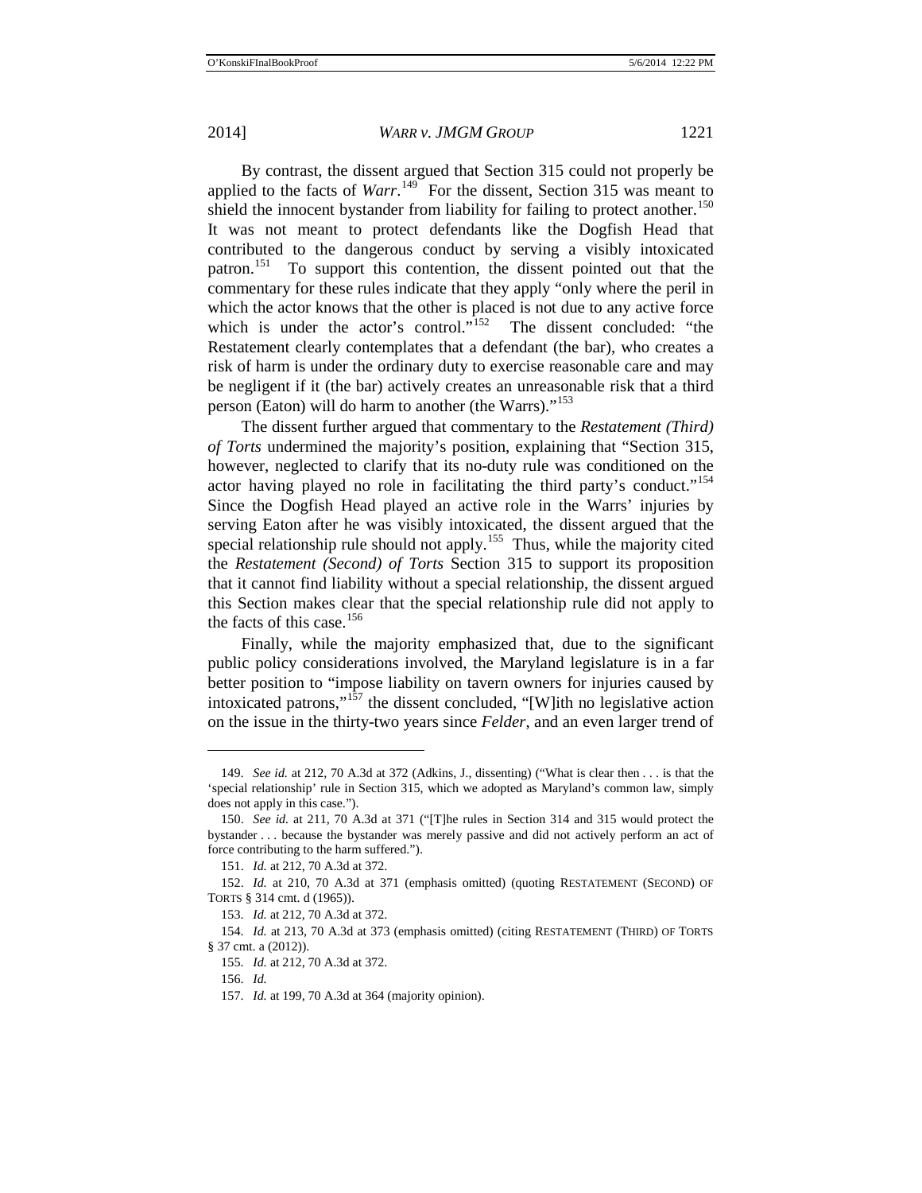By contrast, the dissent argued that Section 315 could not properly be applied to the facts of *Warr*.[149] For the dissent, Section 315 was meant to shield the innocent bystander from liability for failing to protect another.[150] It was not meant to protect defendants like the Dogfish Head that contributed to the dangerous conduct by serving a visibly intoxicated patron.[151] To support this contention, the dissent pointed out that the commentary for these rules indicate that they apply "only where the peril in which the actor knows that the other is placed is not due to any active force which is under the actor's control."[152] The dissent concluded: "the Restatement clearly contemplates that a defendant (the bar), who creates a risk of harm is under the ordinary duty to exercise reasonable care and may be negligent if it (the bar) actively creates an unreasonable risk that a third person (Eaton) will do harm to another (the Warrs)."[153]

The dissent further argued that commentary to the *Restatement (Third) of Torts* undermined the majority's position, explaining that "Section 315, however, neglected to clarify that its no-duty rule was conditioned on the actor having played no role in facilitating the third party's conduct."[154] Since the Dogfish Head played an active role in the Warrs' injuries by serving Eaton after he was visibly intoxicated, the dissent argued that the special relationship rule should not apply.[155] Thus, while the majority cited the *Restatement (Second) of Torts* Section 315 to support its proposition that it cannot find liability without a special relationship, the dissent argued this Section makes clear that the special relationship rule did not apply to the facts of this case.[156]

Finally, while the majority emphasized that, due to the significant public policy considerations involved, the Maryland legislature is in a far better position to "impose liability on tavern owners for injuries caused by intoxicated patrons,"[157] the dissent concluded, "[W]ith no legislative action on the issue in the thirty-two years since *Felder*, and an even larger trend of

---

149. *See id.* at 212, 70 A.3d at 372 (Adkins, J., dissenting) ("What is clear then . . . is that the 'special relationship' rule in Section 315, which we adopted as Maryland's common law, simply does not apply in this case.").

150. *See id.* at 211, 70 A.3d at 371 ("[T]he rules in Section 314 and 315 would protect the bystander . . . because the bystander was merely passive and did not actively perform an act of force contributing to the harm suffered.").

151. *Id.* at 212, 70 A.3d at 372.

152. *Id.* at 210, 70 A.3d at 371 (emphasis omitted) (quoting RESTATEMENT (SECOND) OF TORTS § 314 cmt. d (1965)).

153. *Id.* at 212, 70 A.3d at 372.

154. *Id.* at 213, 70 A.3d at 373 (emphasis omitted) (citing RESTATEMENT (THIRD) OF TORTS § 37 cmt. a (2012)).

155. *Id.* at 212, 70 A.3d at 372.

156. *Id.*

157. *Id.* at 199, 70 A.3d at 364 (majority opinion).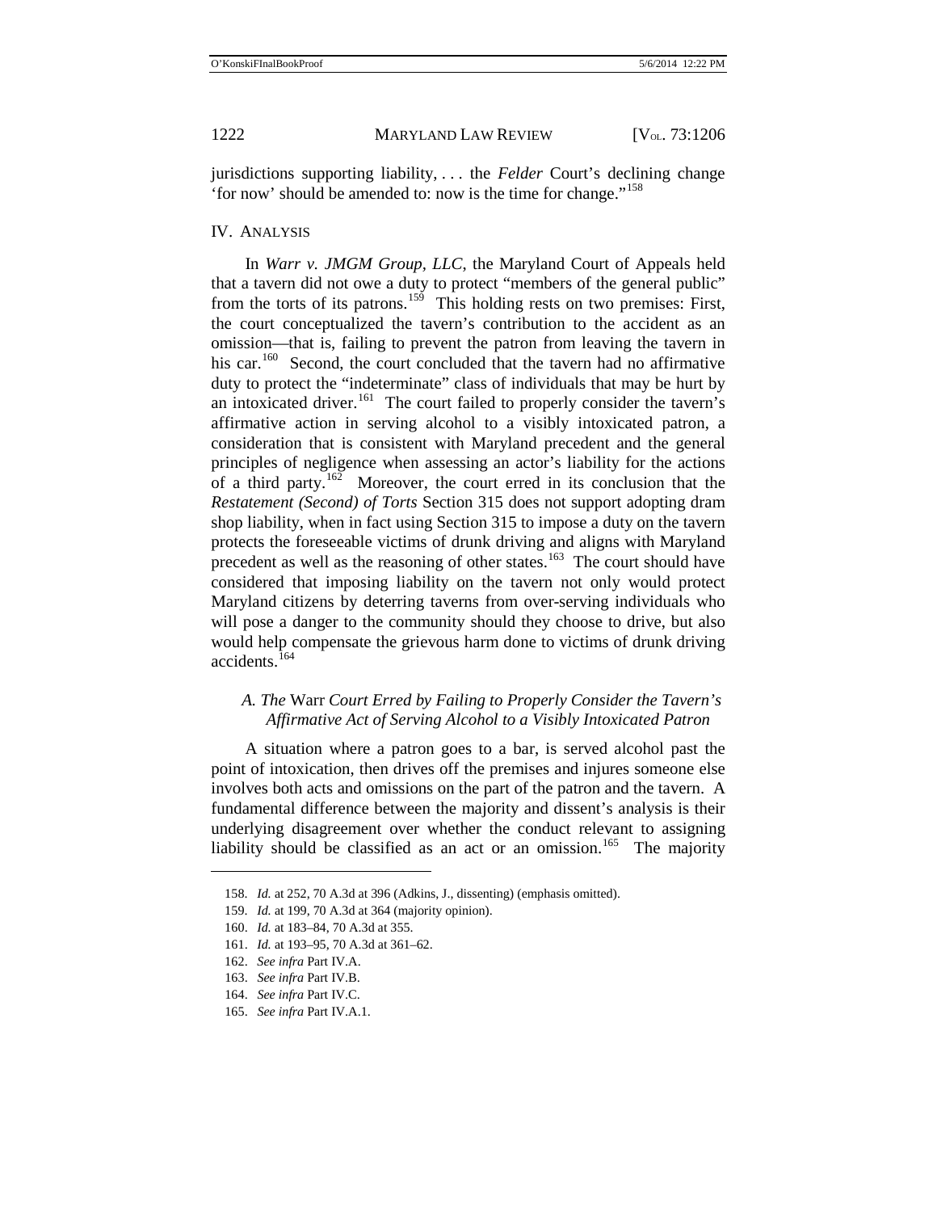jurisdictions supporting liability, . . . the *Felder* Court's declining change 'for now' should be amended to: now is the time for change."[158]

## IV. ANALYSIS

In *Warr v. JMGM Group, LLC*, the Maryland Court of Appeals held that a tavern did not owe a duty to protect "members of the general public" from the torts of its patrons.[159] This holding rests on two premises: First, the court conceptualized the tavern's contribution to the accident as an omission—that is, failing to prevent the patron from leaving the tavern in his car.[160] Second, the court concluded that the tavern had no affirmative duty to protect the "indeterminate" class of individuals that may be hurt by an intoxicated driver.[161] The court failed to properly consider the tavern's affirmative action in serving alcohol to a visibly intoxicated patron, a consideration that is consistent with Maryland precedent and the general principles of negligence when assessing an actor's liability for the actions of a third party.[162] Moreover, the court erred in its conclusion that the *Restatement (Second) of Torts* Section 315 does not support adopting dram shop liability, when in fact using Section 315 to impose a duty on the tavern protects the foreseeable victims of drunk driving and aligns with Maryland precedent as well as the reasoning of other states.[163] The court should have considered that imposing liability on the tavern not only would protect Maryland citizens by deterring taverns from over-serving individuals who will pose a danger to the community should they choose to drive, but also would help compensate the grievous harm done to victims of drunk driving accidents.[164]

### *A. The* Warr *Court Erred by Failing to Properly Consider the Tavern's Affirmative Act of Serving Alcohol to a Visibly Intoxicated Patron*

A situation where a patron goes to a bar, is served alcohol past the point of intoxication, then drives off the premises and injures someone else involves both acts and omissions on the part of the patron and the tavern. A fundamental difference between the majority and dissent's analysis is their underlying disagreement over whether the conduct relevant to assigning liability should be classified as an act or an omission.[165] The majority

---

158. *Id.* at 252, 70 A.3d at 396 (Adkins, J., dissenting) (emphasis omitted).

159. *Id.* at 199, 70 A.3d at 364 (majority opinion).

160. *Id.* at 183–84, 70 A.3d at 355.

161. *Id.* at 193–95, 70 A.3d at 361–62.

162. *See infra* Part IV.A.

163. *See infra* Part IV.B.

164. *See infra* Part IV.C.

165. *See infra* Part IV.A.1.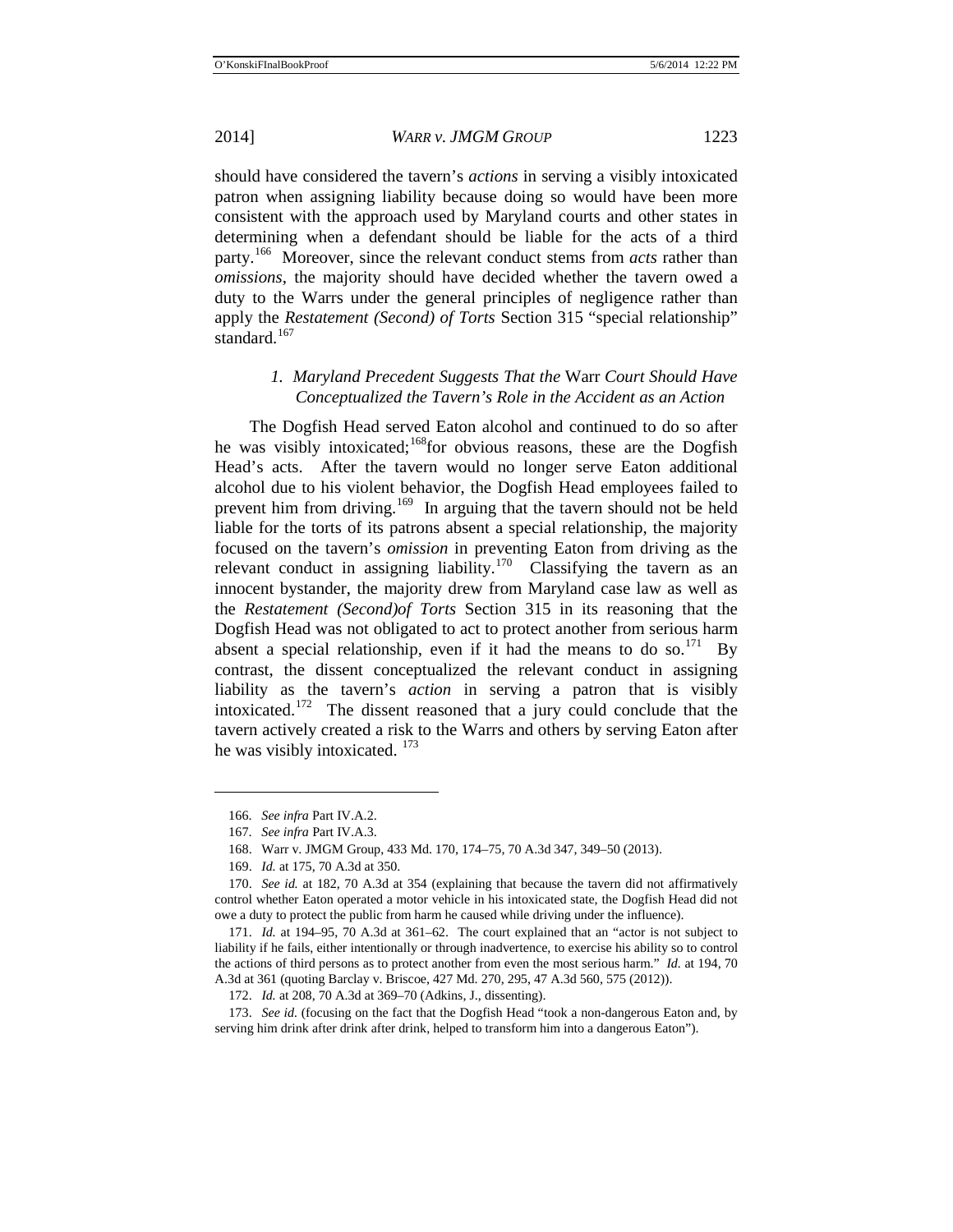should have considered the tavern's *actions* in serving a visibly intoxicated patron when assigning liability because doing so would have been more consistent with the approach used by Maryland courts and other states in determining when a defendant should be liable for the acts of a third party.[166] Moreover, since the relevant conduct stems from *acts* rather than *omissions*, the majority should have decided whether the tavern owed a duty to the Warrs under the general principles of negligence rather than apply the *Restatement (Second) of Torts* Section 315 "special relationship" standard.[167]

### *1. Maryland Precedent Suggests That the* Warr *Court Should Have Conceptualized the Tavern's Role in the Accident as an Action*

The Dogfish Head served Eaton alcohol and continued to do so after he was visibly intoxicated;[168]for obvious reasons, these are the Dogfish Head's acts. After the tavern would no longer serve Eaton additional alcohol due to his violent behavior, the Dogfish Head employees failed to prevent him from driving.[169] In arguing that the tavern should not be held liable for the torts of its patrons absent a special relationship, the majority focused on the tavern's *omission* in preventing Eaton from driving as the relevant conduct in assigning liability.[170] Classifying the tavern as an innocent bystander, the majority drew from Maryland case law as well as the *Restatement (Second)of Torts* Section 315 in its reasoning that the Dogfish Head was not obligated to act to protect another from serious harm absent a special relationship, even if it had the means to do so.[171] By contrast, the dissent conceptualized the relevant conduct in assigning liability as the tavern's *action* in serving a patron that is visibly intoxicated.[172] The dissent reasoned that a jury could conclude that the tavern actively created a risk to the Warrs and others by serving Eaton after he was visibly intoxicated. [173]

---

166. *See infra* Part IV.A.2.

167. *See infra* Part IV.A.3.

168. Warr v. JMGM Group, 433 Md. 170, 174–75, 70 A.3d 347, 349–50 (2013).

169. *Id.* at 175, 70 A.3d at 350.

170. *See id.* at 182, 70 A.3d at 354 (explaining that because the tavern did not affirmatively control whether Eaton operated a motor vehicle in his intoxicated state, the Dogfish Head did not owe a duty to protect the public from harm he caused while driving under the influence).

171. *Id.* at 194–95, 70 A.3d at 361–62. The court explained that an "actor is not subject to liability if he fails, either intentionally or through inadvertence, to exercise his ability so to control the actions of third persons as to protect another from even the most serious harm." *Id.* at 194, 70 A.3d at 361 (quoting Barclay v. Briscoe, 427 Md. 270, 295, 47 A.3d 560, 575 (2012)).

172. *Id.* at 208, 70 A.3d at 369–70 (Adkins, J., dissenting).

173. *See id.* (focusing on the fact that the Dogfish Head "took a non-dangerous Eaton and, by serving him drink after drink after drink, helped to transform him into a dangerous Eaton").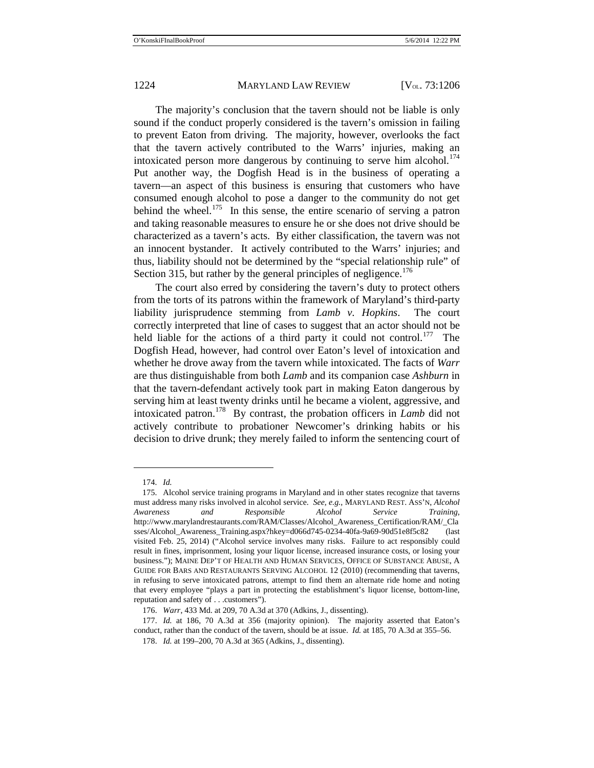The majority's conclusion that the tavern should not be liable is only sound if the conduct properly considered is the tavern's omission in failing to prevent Eaton from driving. The majority, however, overlooks the fact that the tavern actively contributed to the Warrs' injuries, making an intoxicated person more dangerous by continuing to serve him alcohol.[174] Put another way, the Dogfish Head is in the business of operating a tavern—an aspect of this business is ensuring that customers who have consumed enough alcohol to pose a danger to the community do not get behind the wheel.[175] In this sense, the entire scenario of serving a patron and taking reasonable measures to ensure he or she does not drive should be characterized as a tavern's acts. By either classification, the tavern was not an innocent bystander. It actively contributed to the Warrs' injuries; and thus, liability should not be determined by the "special relationship rule" of Section 315, but rather by the general principles of negligence.[176]

The court also erred by considering the tavern's duty to protect others from the torts of its patrons within the framework of Maryland's third-party liability jurisprudence stemming from *Lamb v. Hopkins*. The court correctly interpreted that line of cases to suggest that an actor should not be held liable for the actions of a third party it could not control.[177] The Dogfish Head, however, had control over Eaton's level of intoxication and whether he drove away from the tavern while intoxicated. The facts of *Warr* are thus distinguishable from both *Lamb* and its companion case *Ashburn* in that the tavern-defendant actively took part in making Eaton dangerous by serving him at least twenty drinks until he became a violent, aggressive, and intoxicated patron.[178] By contrast, the probation officers in *Lamb* did not actively contribute to probationer Newcomer's drinking habits or his decision to drive drunk; they merely failed to inform the sentencing court of

---

174. *Id.*

175. Alcohol service training programs in Maryland and in other states recognize that taverns must address many risks involved in alcohol service. *See, e.g.*, MARYLAND REST. ASS'N, *Alcohol Awareness and Responsible Alcohol Service Training*, http://www.marylandrestaurants.com/RAM/Classes/Alcohol_Awareness_Certification/RAM/_Classes/Alcohol_Awareness_Training.aspx?hkey=d066d745-0234-40fa-9a69-90d51e8f5c82 (last visited Feb. 25, 2014) ("Alcohol service involves many risks. Failure to act responsibly could result in fines, imprisonment, losing your liquor license, increased insurance costs, or losing your business."); MAINE DEP'T OF HEALTH AND HUMAN SERVICES, OFFICE OF SUBSTANCE ABUSE, A GUIDE FOR BARS AND RESTAURANTS SERVING ALCOHOL 12 (2010) (recommending that taverns, in refusing to serve intoxicated patrons, attempt to find them an alternate ride home and noting that every employee "plays a part in protecting the establishment's liquor license, bottom-line, reputation and safety of . . .customers").

176. *Warr*, 433 Md. at 209, 70 A.3d at 370 (Adkins, J., dissenting).

177. *Id.* at 186, 70 A.3d at 356 (majority opinion). The majority asserted that Eaton's conduct, rather than the conduct of the tavern, should be at issue. *Id.* at 185, 70 A.3d at 355–56.

178. *Id.* at 199–200, 70 A.3d at 365 (Adkins, J., dissenting).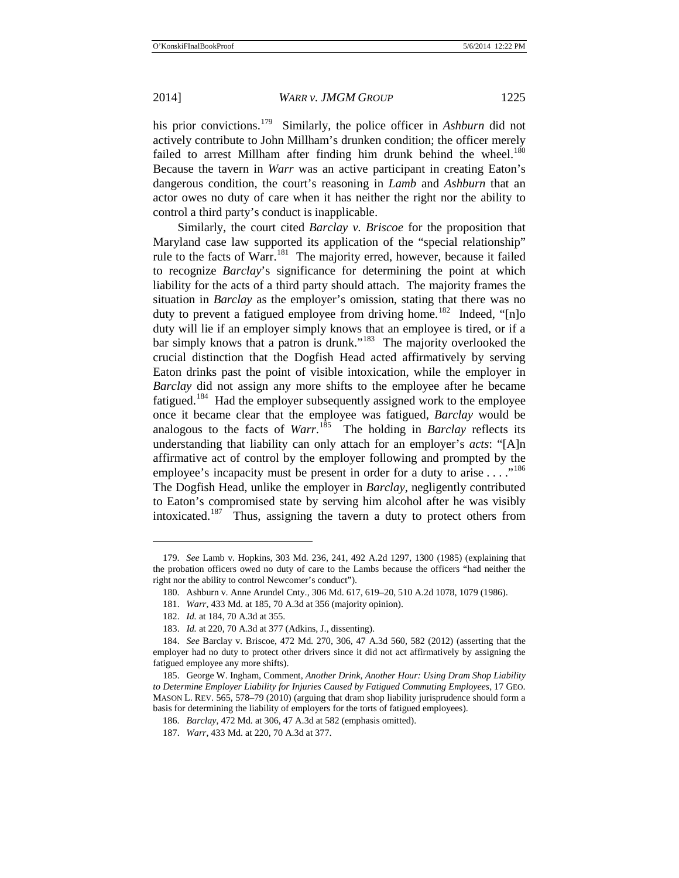his prior convictions.[179] Similarly, the police officer in *Ashburn* did not actively contribute to John Millham's drunken condition; the officer merely failed to arrest Millham after finding him drunk behind the wheel.[180] Because the tavern in *Warr* was an active participant in creating Eaton's dangerous condition, the court's reasoning in *Lamb* and *Ashburn* that an actor owes no duty of care when it has neither the right nor the ability to control a third party's conduct is inapplicable.

Similarly, the court cited *Barclay v. Briscoe* for the proposition that Maryland case law supported its application of the "special relationship" rule to the facts of Warr.[181] The majority erred, however, because it failed to recognize *Barclay*'s significance for determining the point at which liability for the acts of a third party should attach. The majority frames the situation in *Barclay* as the employer's omission, stating that there was no duty to prevent a fatigued employee from driving home.[182] Indeed, "[n]o duty will lie if an employer simply knows that an employee is tired, or if a bar simply knows that a patron is drunk."[183] The majority overlooked the crucial distinction that the Dogfish Head acted affirmatively by serving Eaton drinks past the point of visible intoxication, while the employer in *Barclay* did not assign any more shifts to the employee after he became fatigued.[184] Had the employer subsequently assigned work to the employee once it became clear that the employee was fatigued, *Barclay* would be analogous to the facts of *Warr*.[185] The holding in *Barclay* reflects its understanding that liability can only attach for an employer's *acts*: "[A]n affirmative act of control by the employer following and prompted by the employee's incapacity must be present in order for a duty to arise . . . ."[186] The Dogfish Head, unlike the employer in *Barclay*, negligently contributed to Eaton's compromised state by serving him alcohol after he was visibly intoxicated.[187] Thus, assigning the tavern a duty to protect others from

---

179. *See* Lamb v. Hopkins, 303 Md. 236, 241, 492 A.2d 1297, 1300 (1985) (explaining that the probation officers owed no duty of care to the Lambs because the officers "had neither the right nor the ability to control Newcomer's conduct").

180. Ashburn v. Anne Arundel Cnty., 306 Md. 617, 619–20, 510 A.2d 1078, 1079 (1986).

181. *Warr*, 433 Md. at 185, 70 A.3d at 356 (majority opinion).

182. *Id.* at 184, 70 A.3d at 355.

183. *Id.* at 220, 70 A.3d at 377 (Adkins, J., dissenting).

184. *See* Barclay v. Briscoe, 472 Md. 270, 306, 47 A.3d 560, 582 (2012) (asserting that the employer had no duty to protect other drivers since it did not act affirmatively by assigning the fatigued employee any more shifts).

185. George W. Ingham, Comment, *Another Drink, Another Hour: Using Dram Shop Liability to Determine Employer Liability for Injuries Caused by Fatigued Commuting Employees*, 17 GEO. MASON L. REV. 565, 578–79 (2010) (arguing that dram shop liability jurisprudence should form a basis for determining the liability of employers for the torts of fatigued employees).

186. *Barclay*, 472 Md. at 306, 47 A.3d at 582 (emphasis omitted).

187. *Warr*, 433 Md. at 220, 70 A.3d at 377.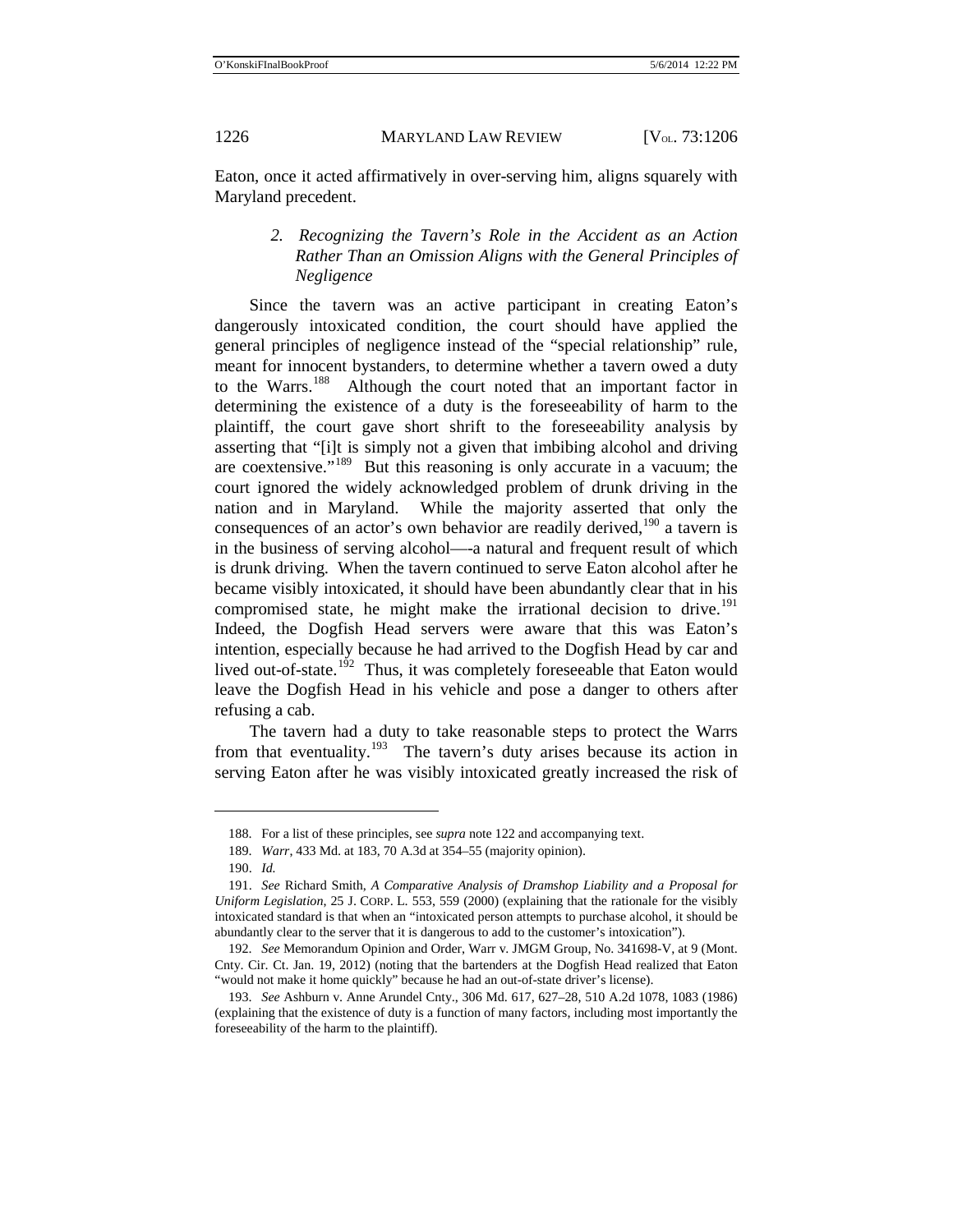Eaton, once it acted affirmatively in over-serving him, aligns squarely with Maryland precedent.

### *2. Recognizing the Tavern's Role in the Accident as an Action Rather Than an Omission Aligns with the General Principles of Negligence*

Since the tavern was an active participant in creating Eaton's dangerously intoxicated condition, the court should have applied the general principles of negligence instead of the "special relationship" rule, meant for innocent bystanders, to determine whether a tavern owed a duty to the Warrs.[188] Although the court noted that an important factor in determining the existence of a duty is the foreseeability of harm to the plaintiff, the court gave short shrift to the foreseeability analysis by asserting that "[i]t is simply not a given that imbibing alcohol and driving are coextensive."[189] But this reasoning is only accurate in a vacuum; the court ignored the widely acknowledged problem of drunk driving in the nation and in Maryland. While the majority asserted that only the consequences of an actor's own behavior are readily derived,[190] a tavern is in the business of serving alcohol—-a natural and frequent result of which is drunk driving. When the tavern continued to serve Eaton alcohol after he became visibly intoxicated, it should have been abundantly clear that in his compromised state, he might make the irrational decision to drive.[191] Indeed, the Dogfish Head servers were aware that this was Eaton's intention, especially because he had arrived to the Dogfish Head by car and lived out-of-state.[192] Thus, it was completely foreseeable that Eaton would leave the Dogfish Head in his vehicle and pose a danger to others after refusing a cab.

The tavern had a duty to take reasonable steps to protect the Warrs from that eventuality.[193] The tavern's duty arises because its action in serving Eaton after he was visibly intoxicated greatly increased the risk of

---

188. For a list of these principles, see *supra* note 122 and accompanying text.

189. *Warr*, 433 Md. at 183, 70 A.3d at 354–55 (majority opinion).

190. *Id.*

191. *See* Richard Smith, *A Comparative Analysis of Dramshop Liability and a Proposal for Uniform Legislation*, 25 J. CORP. L. 553, 559 (2000) (explaining that the rationale for the visibly intoxicated standard is that when an "intoxicated person attempts to purchase alcohol, it should be abundantly clear to the server that it is dangerous to add to the customer's intoxication").

192. *See* Memorandum Opinion and Order, Warr v. JMGM Group, No. 341698-V, at 9 (Mont. Cnty. Cir. Ct. Jan. 19, 2012) (noting that the bartenders at the Dogfish Head realized that Eaton "would not make it home quickly" because he had an out-of-state driver's license).

193. *See* Ashburn v. Anne Arundel Cnty., 306 Md. 617, 627–28, 510 A.2d 1078, 1083 (1986) (explaining that the existence of duty is a function of many factors, including most importantly the foreseeability of the harm to the plaintiff).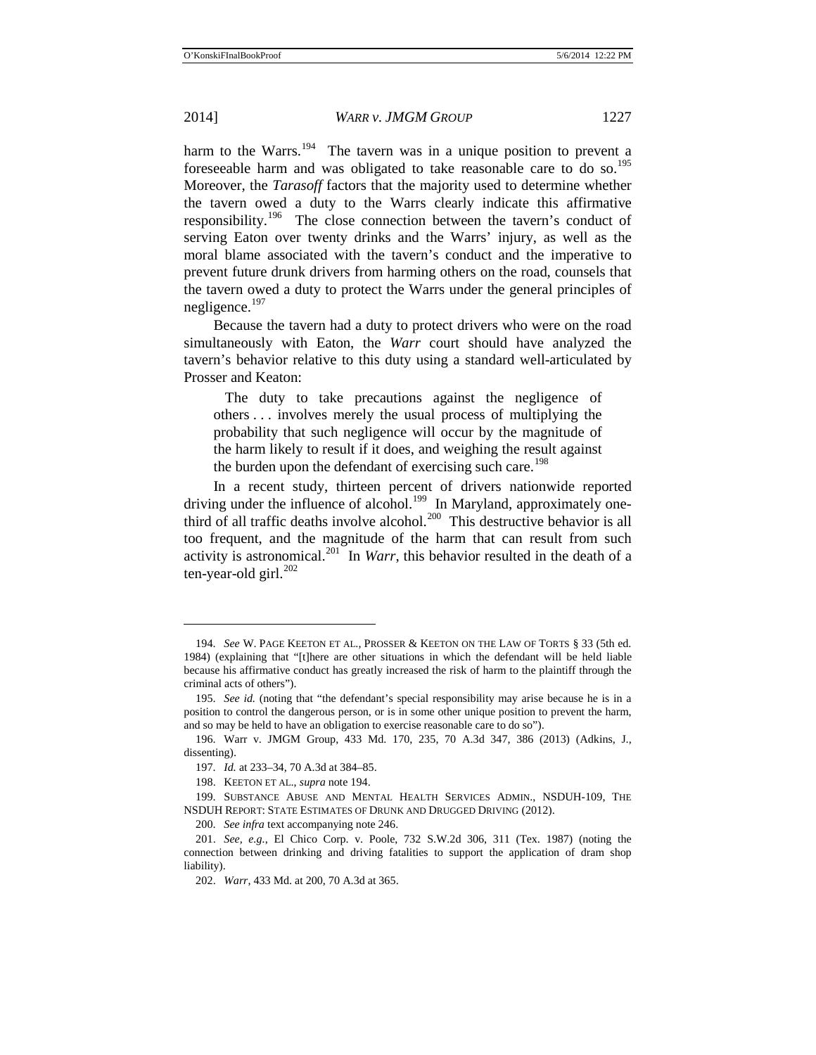harm to the Warrs.[194] The tavern was in a unique position to prevent a foreseeable harm and was obligated to take reasonable care to do so.[195] Moreover, the *Tarasoff* factors that the majority used to determine whether the tavern owed a duty to the Warrs clearly indicate this affirmative responsibility.[196] The close connection between the tavern's conduct of serving Eaton over twenty drinks and the Warrs' injury, as well as the moral blame associated with the tavern's conduct and the imperative to prevent future drunk drivers from harming others on the road, counsels that the tavern owed a duty to protect the Warrs under the general principles of negligence.[197]

Because the tavern had a duty to protect drivers who were on the road simultaneously with Eaton, the *Warr* court should have analyzed the tavern's behavior relative to this duty using a standard well-articulated by Prosser and Keaton:

> The duty to take precautions against the negligence of others . . . involves merely the usual process of multiplying the probability that such negligence will occur by the magnitude of the harm likely to result if it does, and weighing the result against the burden upon the defendant of exercising such care.[198]

In a recent study, thirteen percent of drivers nationwide reported driving under the influence of alcohol.[199] In Maryland, approximately one-third of all traffic deaths involve alcohol.[200] This destructive behavior is all too frequent, and the magnitude of the harm that can result from such activity is astronomical.[201] In *Warr*, this behavior resulted in the death of a ten-year-old girl.[202]

---

194. *See* W. PAGE KEETON ET AL., PROSSER & KEETON ON THE LAW OF TORTS § 33 (5th ed. 1984) (explaining that "[t]here are other situations in which the defendant will be held liable because his affirmative conduct has greatly increased the risk of harm to the plaintiff through the criminal acts of others").

195. *See id.* (noting that "the defendant's special responsibility may arise because he is in a position to control the dangerous person, or is in some other unique position to prevent the harm, and so may be held to have an obligation to exercise reasonable care to do so").

196. Warr v. JMGM Group, 433 Md. 170, 235, 70 A.3d 347, 386 (2013) (Adkins, J., dissenting).

197. *Id.* at 233–34, 70 A.3d at 384–85.

198. KEETON ET AL., *supra* note 194.

199. SUBSTANCE ABUSE AND MENTAL HEALTH SERVICES ADMIN., NSDUH-109, THE NSDUH REPORT: STATE ESTIMATES OF DRUNK AND DRUGGED DRIVING (2012).

200. *See infra* text accompanying note 246.

201. *See, e.g.*, El Chico Corp. v. Poole, 732 S.W.2d 306, 311 (Tex. 1987) (noting the connection between drinking and driving fatalities to support the application of dram shop liability).

202. *Warr*, 433 Md. at 200, 70 A.3d at 365.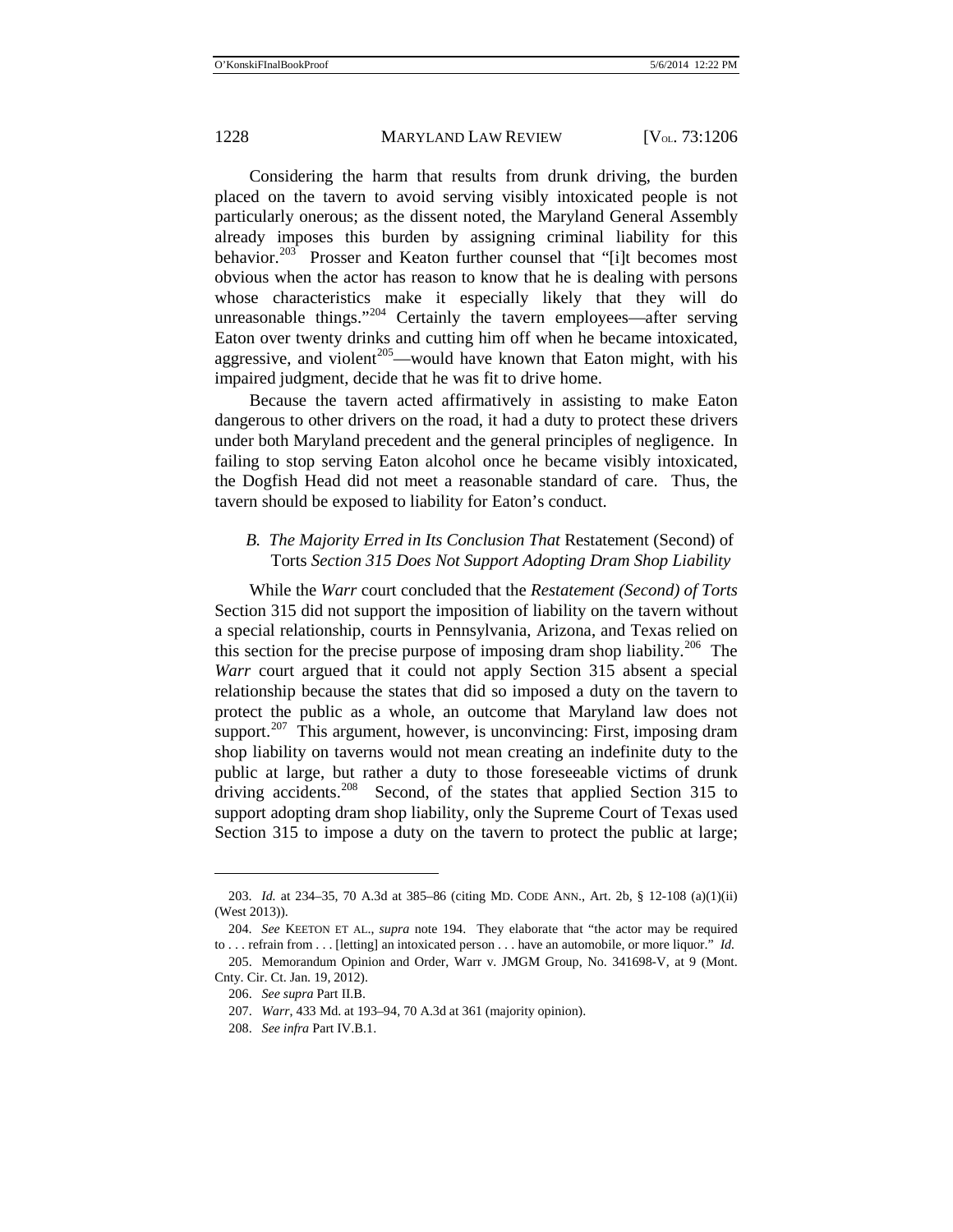Considering the harm that results from drunk driving, the burden placed on the tavern to avoid serving visibly intoxicated people is not particularly onerous; as the dissent noted, the Maryland General Assembly already imposes this burden by assigning criminal liability for this behavior.[203] Prosser and Keaton further counsel that "[i]t becomes most obvious when the actor has reason to know that he is dealing with persons whose characteristics make it especially likely that they will do unreasonable things."[204] Certainly the tavern employees—after serving Eaton over twenty drinks and cutting him off when he became intoxicated, aggressive, and violent[205]—would have known that Eaton might, with his impaired judgment, decide that he was fit to drive home.

Because the tavern acted affirmatively in assisting to make Eaton dangerous to other drivers on the road, it had a duty to protect these drivers under both Maryland precedent and the general principles of negligence. In failing to stop serving Eaton alcohol once he became visibly intoxicated, the Dogfish Head did not meet a reasonable standard of care. Thus, the tavern should be exposed to liability for Eaton's conduct.

### B. *The Majority Erred in Its Conclusion That* Restatement (Second) of Torts *Section 315 Does Not Support Adopting Dram Shop Liability*

While the *Warr* court concluded that the *Restatement (Second) of Torts* Section 315 did not support the imposition of liability on the tavern without a special relationship, courts in Pennsylvania, Arizona, and Texas relied on this section for the precise purpose of imposing dram shop liability.[206] The *Warr* court argued that it could not apply Section 315 absent a special relationship because the states that did so imposed a duty on the tavern to protect the public as a whole, an outcome that Maryland law does not support.[207] This argument, however, is unconvincing: First, imposing dram shop liability on taverns would not mean creating an indefinite duty to the public at large, but rather a duty to those foreseeable victims of drunk driving accidents.[208] Second, of the states that applied Section 315 to support adopting dram shop liability, only the Supreme Court of Texas used Section 315 to impose a duty on the tavern to protect the public at large;

---

203. *Id.* at 234–35, 70 A.3d at 385–86 (citing MD. CODE ANN., Art. 2b, § 12-108 (a)(1)(ii) (West 2013)).

204. *See* KEETON ET AL., *supra* note 194. They elaborate that "the actor may be required to . . . refrain from . . . [letting] an intoxicated person . . . have an automobile, or more liquor." *Id.*

205. Memorandum Opinion and Order, Warr v. JMGM Group, No. 341698-V, at 9 (Mont. Cnty. Cir. Ct. Jan. 19, 2012).

206. *See supra* Part II.B.

207. *Warr*, 433 Md. at 193–94, 70 A.3d at 361 (majority opinion).

208. *See infra* Part IV.B.1.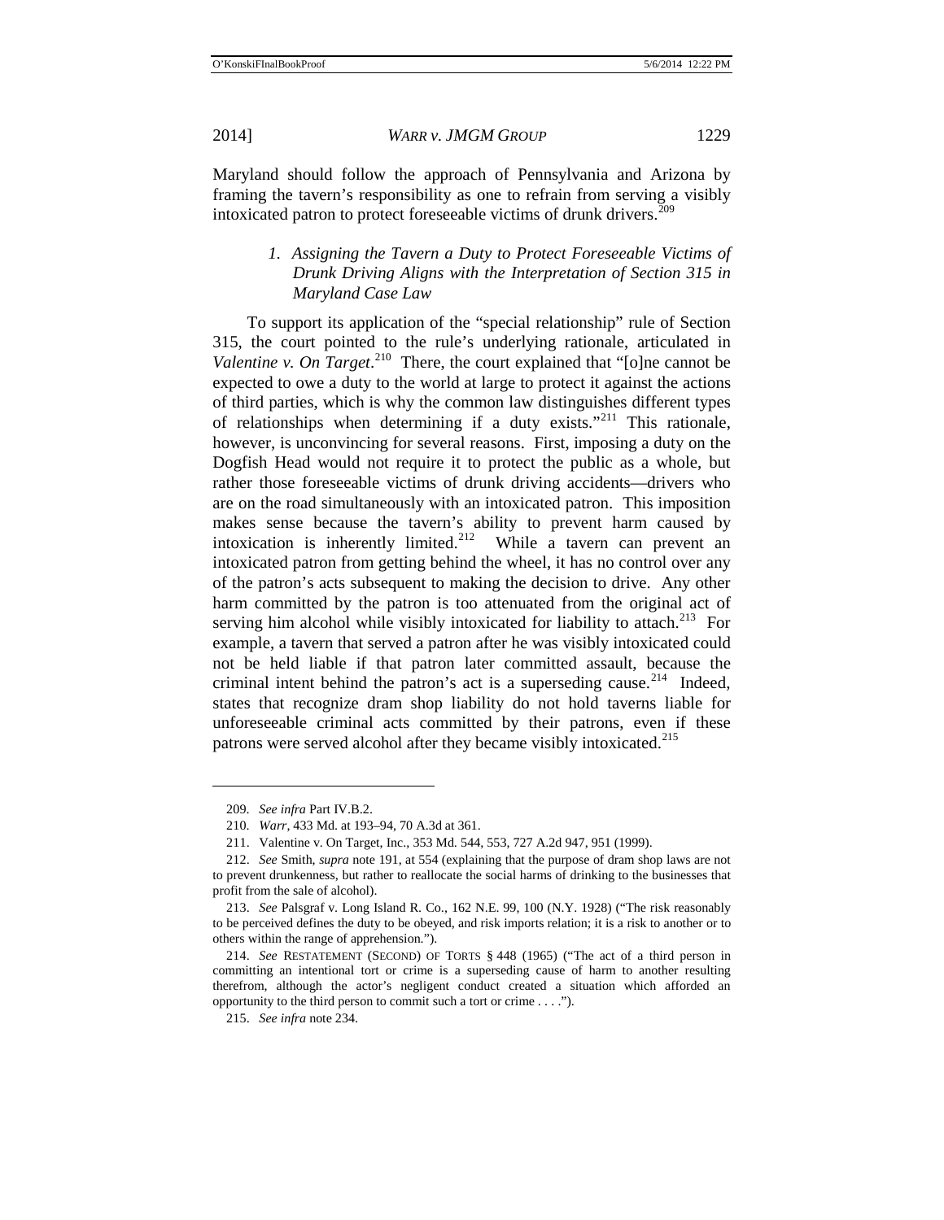Maryland should follow the approach of Pennsylvania and Arizona by framing the tavern's responsibility as one to refrain from serving a visibly intoxicated patron to protect foreseeable victims of drunk drivers.[209]

### *1. Assigning the Tavern a Duty to Protect Foreseeable Victims of Drunk Driving Aligns with the Interpretation of Section 315 in Maryland Case Law*

To support its application of the "special relationship" rule of Section 315, the court pointed to the rule's underlying rationale, articulated in *Valentine v. On Target*.[210] There, the court explained that "[o]ne cannot be expected to owe a duty to the world at large to protect it against the actions of third parties, which is why the common law distinguishes different types of relationships when determining if a duty exists."[211] This rationale, however, is unconvincing for several reasons. First, imposing a duty on the Dogfish Head would not require it to protect the public as a whole, but rather those foreseeable victims of drunk driving accidents—drivers who are on the road simultaneously with an intoxicated patron. This imposition makes sense because the tavern's ability to prevent harm caused by intoxication is inherently limited.[212] While a tavern can prevent an intoxicated patron from getting behind the wheel, it has no control over any of the patron's acts subsequent to making the decision to drive. Any other harm committed by the patron is too attenuated from the original act of serving him alcohol while visibly intoxicated for liability to attach.[213] For example, a tavern that served a patron after he was visibly intoxicated could not be held liable if that patron later committed assault, because the criminal intent behind the patron's act is a superseding cause.[214] Indeed, states that recognize dram shop liability do not hold taverns liable for unforeseeable criminal acts committed by their patrons, even if these patrons were served alcohol after they became visibly intoxicated.[215]

---

209. *See infra* Part IV.B.2.

210. *Warr*, 433 Md. at 193–94, 70 A.3d at 361.

211. Valentine v. On Target, Inc., 353 Md. 544, 553, 727 A.2d 947, 951 (1999).

212. *See* Smith, *supra* note 191, at 554 (explaining that the purpose of dram shop laws are not to prevent drunkenness, but rather to reallocate the social harms of drinking to the businesses that profit from the sale of alcohol).

213. *See* Palsgraf v. Long Island R. Co., 162 N.E. 99, 100 (N.Y. 1928) ("The risk reasonably to be perceived defines the duty to be obeyed, and risk imports relation; it is a risk to another or to others within the range of apprehension.").

214. *See* RESTATEMENT (SECOND) OF TORTS § 448 (1965) ("The act of a third person in committing an intentional tort or crime is a superseding cause of harm to another resulting therefrom, although the actor's negligent conduct created a situation which afforded an opportunity to the third person to commit such a tort or crime . . . .").

215. *See infra* note 234.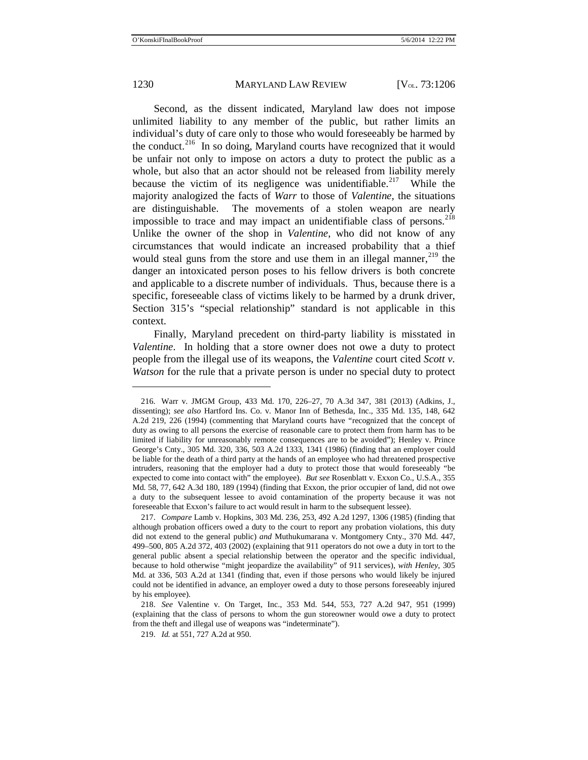Second, as the dissent indicated, Maryland law does not impose unlimited liability to any member of the public, but rather limits an individual's duty of care only to those who would foreseeably be harmed by the conduct.[216] In so doing, Maryland courts have recognized that it would be unfair not only to impose on actors a duty to protect the public as a whole, but also that an actor should not be released from liability merely because the victim of its negligence was unidentifiable.[217] While the majority analogized the facts of *Warr* to those of *Valentine*, the situations are distinguishable. The movements of a stolen weapon are nearly impossible to trace and may impact an unidentifiable class of persons.[218] Unlike the owner of the shop in *Valentine*, who did not know of any circumstances that would indicate an increased probability that a thief would steal guns from the store and use them in an illegal manner,[219] the danger an intoxicated person poses to his fellow drivers is both concrete and applicable to a discrete number of individuals. Thus, because there is a specific, foreseeable class of victims likely to be harmed by a drunk driver, Section 315's "special relationship" standard is not applicable in this context.

Finally, Maryland precedent on third-party liability is misstated in *Valentine*. In holding that a store owner does not owe a duty to protect people from the illegal use of its weapons, the *Valentine* court cited *Scott v. Watson* for the rule that a private person is under no special duty to protect

---

216. Warr v. JMGM Group, 433 Md. 170, 226–27, 70 A.3d 347, 381 (2013) (Adkins, J., dissenting); *see also* Hartford Ins. Co. v. Manor Inn of Bethesda, Inc., 335 Md. 135, 148, 642 A.2d 219, 226 (1994) (commenting that Maryland courts have "recognized that the concept of duty as owing to all persons the exercise of reasonable care to protect them from harm has to be limited if liability for unreasonably remote consequences are to be avoided"); Henley v. Prince George's Cnty., 305 Md. 320, 336, 503 A.2d 1333, 1341 (1986) (finding that an employer could be liable for the death of a third party at the hands of an employee who had threatened prospective intruders, reasoning that the employer had a duty to protect those that would foreseeably "be expected to come into contact with" the employee). *But see* Rosenblatt v. Exxon Co., U.S.A., 355 Md. 58, 77, 642 A.3d 180, 189 (1994) (finding that Exxon, the prior occupier of land, did not owe a duty to the subsequent lessee to avoid contamination of the property because it was not foreseeable that Exxon's failure to act would result in harm to the subsequent lessee).

217. *Compare* Lamb v. Hopkins, 303 Md. 236, 253, 492 A.2d 1297, 1306 (1985) (finding that although probation officers owed a duty to the court to report any probation violations, this duty did not extend to the general public) *and* Muthukumarana v. Montgomery Cnty., 370 Md. 447, 499–500, 805 A.2d 372, 403 (2002) (explaining that 911 operators do not owe a duty in tort to the general public absent a special relationship between the operator and the specific individual, because to hold otherwise "might jeopardize the availability" of 911 services), *with Henley*, 305 Md. at 336, 503 A.2d at 1341 (finding that, even if those persons who would likely be injured could not be identified in advance, an employer owed a duty to those persons foreseeably injured by his employee).

218. *See* Valentine v. On Target, Inc., 353 Md. 544, 553, 727 A.2d 947, 951 (1999) (explaining that the class of persons to whom the gun storeowner would owe a duty to protect from the theft and illegal use of weapons was "indeterminate").

219. *Id.* at 551, 727 A.2d at 950.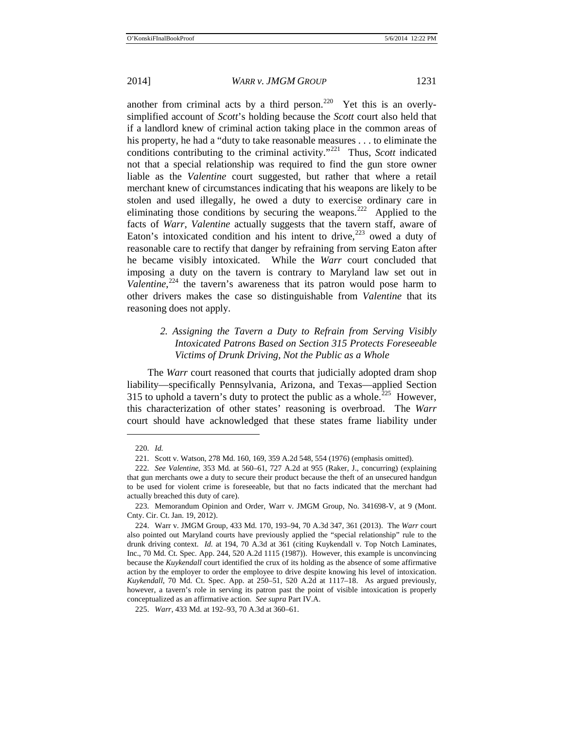another from criminal acts by a third person.[220] Yet this is an overly-simplified account of *Scott*'s holding because the *Scott* court also held that if a landlord knew of criminal action taking place in the common areas of his property, he had a "duty to take reasonable measures . . . to eliminate the conditions contributing to the criminal activity."[221] Thus, *Scott* indicated not that a special relationship was required to find the gun store owner liable as the *Valentine* court suggested, but rather that where a retail merchant knew of circumstances indicating that his weapons are likely to be stolen and used illegally, he owed a duty to exercise ordinary care in eliminating those conditions by securing the weapons.[222] Applied to the facts of *Warr*, *Valentine* actually suggests that the tavern staff, aware of Eaton's intoxicated condition and his intent to drive,[223] owed a duty of reasonable care to rectify that danger by refraining from serving Eaton after he became visibly intoxicated. While the *Warr* court concluded that imposing a duty on the tavern is contrary to Maryland law set out in *Valentine*,[224] the tavern's awareness that its patron would pose harm to other drivers makes the case so distinguishable from *Valentine* that its reasoning does not apply.

### *2. Assigning the Tavern a Duty to Refrain from Serving Visibly Intoxicated Patrons Based on Section 315 Protects Foreseeable Victims of Drunk Driving, Not the Public as a Whole*

The *Warr* court reasoned that courts that judicially adopted dram shop liability—specifically Pennsylvania, Arizona, and Texas—applied Section 315 to uphold a tavern's duty to protect the public as a whole.[225] However, this characterization of other states' reasoning is overbroad. The *Warr* court should have acknowledged that these states frame liability under

---

220. *Id.*

221. Scott v. Watson, 278 Md. 160, 169, 359 A.2d 548, 554 (1976) (emphasis omitted).

222. *See Valentine*, 353 Md. at 560–61, 727 A.2d at 955 (Raker, J., concurring) (explaining that gun merchants owe a duty to secure their product because the theft of an unsecured handgun to be used for violent crime is foreseeable, but that no facts indicated that the merchant had actually breached this duty of care).

223. Memorandum Opinion and Order, Warr v. JMGM Group, No. 341698-V, at 9 (Mont. Cnty. Cir. Ct. Jan. 19, 2012).

224. Warr v. JMGM Group, 433 Md. 170, 193–94, 70 A.3d 347, 361 (2013). The *Warr* court also pointed out Maryland courts have previously applied the "special relationship" rule to the drunk driving context. *Id.* at 194, 70 A.3d at 361 (citing Kuykendall v. Top Notch Laminates, Inc., 70 Md. Ct. Spec. App. 244, 520 A.2d 1115 (1987)). However, this example is unconvincing because the *Kuykendall* court identified the crux of its holding as the absence of some affirmative action by the employer to order the employee to drive despite knowing his level of intoxication. *Kuykendall*, 70 Md. Ct. Spec. App. at 250–51, 520 A.2d at 1117–18. As argued previously, however, a tavern's role in serving its patron past the point of visible intoxication is properly conceptualized as an affirmative action. *See supra* Part IV.A.

225. *Warr*, 433 Md. at 192–93, 70 A.3d at 360–61.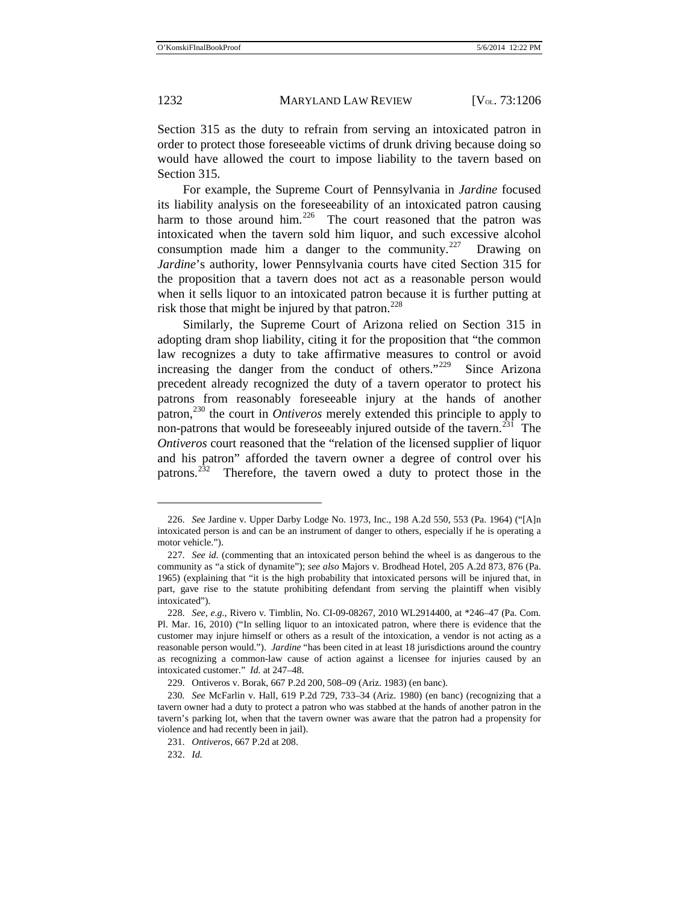Section 315 as the duty to refrain from serving an intoxicated patron in order to protect those foreseeable victims of drunk driving because doing so would have allowed the court to impose liability to the tavern based on Section 315.

For example, the Supreme Court of Pennsylvania in *Jardine* focused its liability analysis on the foreseeability of an intoxicated patron causing harm to those around him.[226] The court reasoned that the patron was intoxicated when the tavern sold him liquor, and such excessive alcohol consumption made him a danger to the community.[227] Drawing on *Jardine*'s authority, lower Pennsylvania courts have cited Section 315 for the proposition that a tavern does not act as a reasonable person would when it sells liquor to an intoxicated patron because it is further putting at risk those that might be injured by that patron.[228]

Similarly, the Supreme Court of Arizona relied on Section 315 in adopting dram shop liability, citing it for the proposition that "the common law recognizes a duty to take affirmative measures to control or avoid increasing the danger from the conduct of others."[229] Since Arizona precedent already recognized the duty of a tavern operator to protect his patrons from reasonably foreseeable injury at the hands of another patron,[230] the court in *Ontiveros* merely extended this principle to apply to non-patrons that would be foreseeably injured outside of the tavern.[231] The *Ontiveros* court reasoned that the "relation of the licensed supplier of liquor and his patron" afforded the tavern owner a degree of control over his patrons.[232] Therefore, the tavern owed a duty to protect those in the

---

226. *See* Jardine v. Upper Darby Lodge No. 1973, Inc., 198 A.2d 550, 553 (Pa. 1964) ("[A]n intoxicated person is and can be an instrument of danger to others, especially if he is operating a motor vehicle.").

227. *See id.* (commenting that an intoxicated person behind the wheel is as dangerous to the community as "a stick of dynamite"); *see also* Majors v. Brodhead Hotel, 205 A.2d 873, 876 (Pa. 1965) (explaining that "it is the high probability that intoxicated persons will be injured that, in part, gave rise to the statute prohibiting defendant from serving the plaintiff when visibly intoxicated").

228. *See, e.g.*, Rivero v. Timblin, No. CI-09-08267, 2010 WL2914400, at *246–47 (Pa. Com. Pl. Mar. 16, 2010) ("In selling liquor to an intoxicated patron, where there is evidence that the customer may injure himself or others as a result of the intoxication, a vendor is not acting as a reasonable person would."). *Jardine* "has been cited in at least 18 jurisdictions around the country as recognizing a common-law cause of action against a licensee for injuries caused by an intoxicated customer." *Id.* at 247–48.

229. Ontiveros v. Borak, 667 P.2d 200, 508–09 (Ariz. 1983) (en banc).

230. *See* McFarlin v. Hall, 619 P.2d 729, 733–34 (Ariz. 1980) (en banc) (recognizing that a tavern owner had a duty to protect a patron who was stabbed at the hands of another patron in the tavern's parking lot, when that the tavern owner was aware that the patron had a propensity for violence and had recently been in jail).

231. *Ontiveros*, 667 P.2d at 208.

232. *Id.*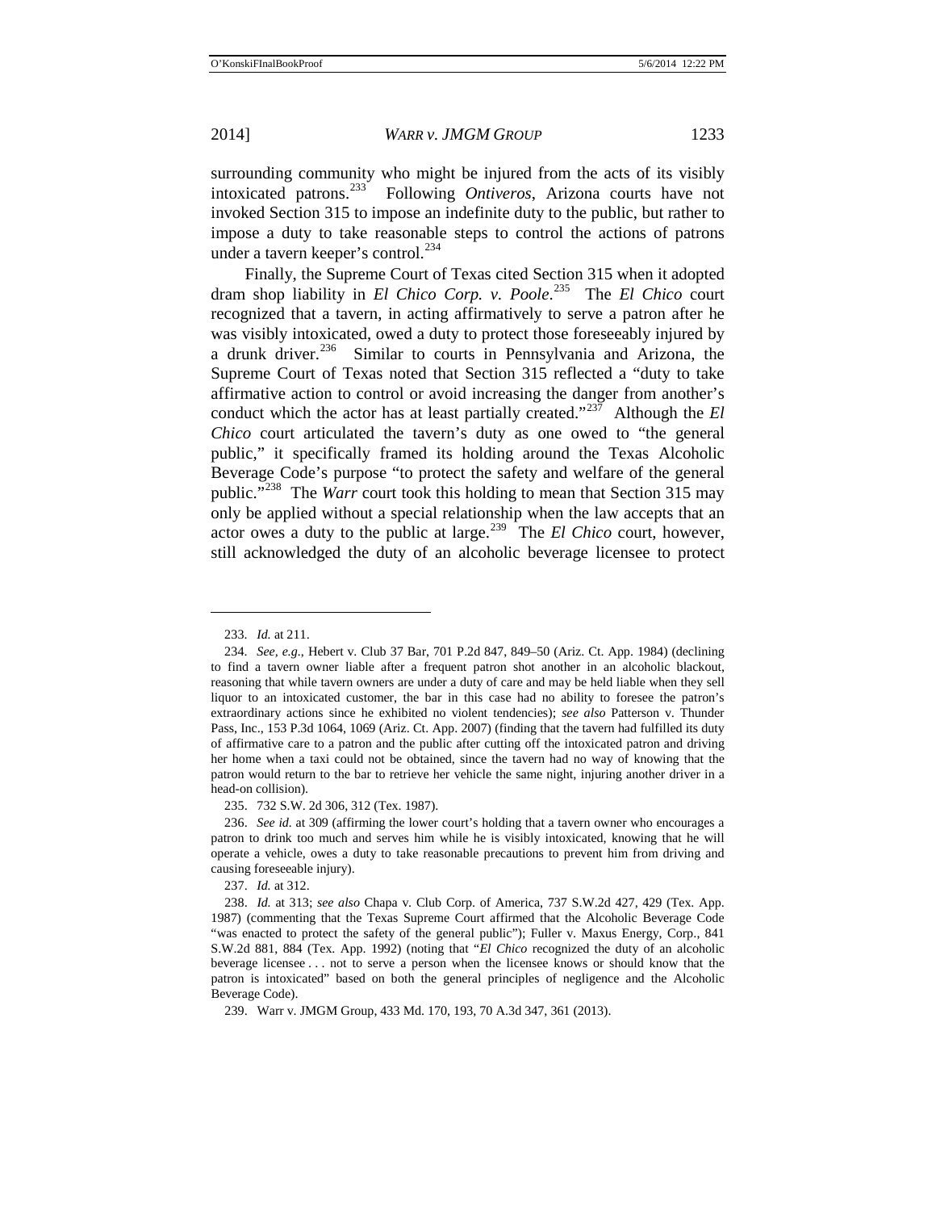surrounding community who might be injured from the acts of its visibly intoxicated patrons.[233] Following *Ontiveros*, Arizona courts have not invoked Section 315 to impose an indefinite duty to the public, but rather to impose a duty to take reasonable steps to control the actions of patrons under a tavern keeper's control.[234]

Finally, the Supreme Court of Texas cited Section 315 when it adopted dram shop liability in *El Chico Corp. v. Poole*.[235] The *El Chico* court recognized that a tavern, in acting affirmatively to serve a patron after he was visibly intoxicated, owed a duty to protect those foreseeably injured by a drunk driver.[236] Similar to courts in Pennsylvania and Arizona, the Supreme Court of Texas noted that Section 315 reflected a "duty to take affirmative action to control or avoid increasing the danger from another's conduct which the actor has at least partially created."[237] Although the *El Chico* court articulated the tavern's duty as one owed to "the general public," it specifically framed its holding around the Texas Alcoholic Beverage Code's purpose "to protect the safety and welfare of the general public."[238] The *Warr* court took this holding to mean that Section 315 may only be applied without a special relationship when the law accepts that an actor owes a duty to the public at large.[239] The *El Chico* court, however, still acknowledged the duty of an alcoholic beverage licensee to protect

---

233. *Id.* at 211.

234. *See, e.g.*, Hebert v. Club 37 Bar, 701 P.2d 847, 849–50 (Ariz. Ct. App. 1984) (declining to find a tavern owner liable after a frequent patron shot another in an alcoholic blackout, reasoning that while tavern owners are under a duty of care and may be held liable when they sell liquor to an intoxicated customer, the bar in this case had no ability to foresee the patron's extraordinary actions since he exhibited no violent tendencies); *see also* Patterson v. Thunder Pass, Inc., 153 P.3d 1064, 1069 (Ariz. Ct. App. 2007) (finding that the tavern had fulfilled its duty of affirmative care to a patron and the public after cutting off the intoxicated patron and driving her home when a taxi could not be obtained, since the tavern had no way of knowing that the patron would return to the bar to retrieve her vehicle the same night, injuring another driver in a head-on collision).

235. 732 S.W. 2d 306, 312 (Tex. 1987).

236. *See id.* at 309 (affirming the lower court's holding that a tavern owner who encourages a patron to drink too much and serves him while he is visibly intoxicated, knowing that he will operate a vehicle, owes a duty to take reasonable precautions to prevent him from driving and causing foreseeable injury).

237. *Id.* at 312.

238. *Id.* at 313; *see also* Chapa v. Club Corp. of America, 737 S.W.2d 427, 429 (Tex. App. 1987) (commenting that the Texas Supreme Court affirmed that the Alcoholic Beverage Code "was enacted to protect the safety of the general public"); Fuller v. Maxus Energy, Corp., 841 S.W.2d 881, 884 (Tex. App. 1992) (noting that "*El Chico* recognized the duty of an alcoholic beverage licensee . . . not to serve a person when the licensee knows or should know that the patron is intoxicated" based on both the general principles of negligence and the Alcoholic Beverage Code).

239. Warr v. JMGM Group, 433 Md. 170, 193, 70 A.3d 347, 361 (2013).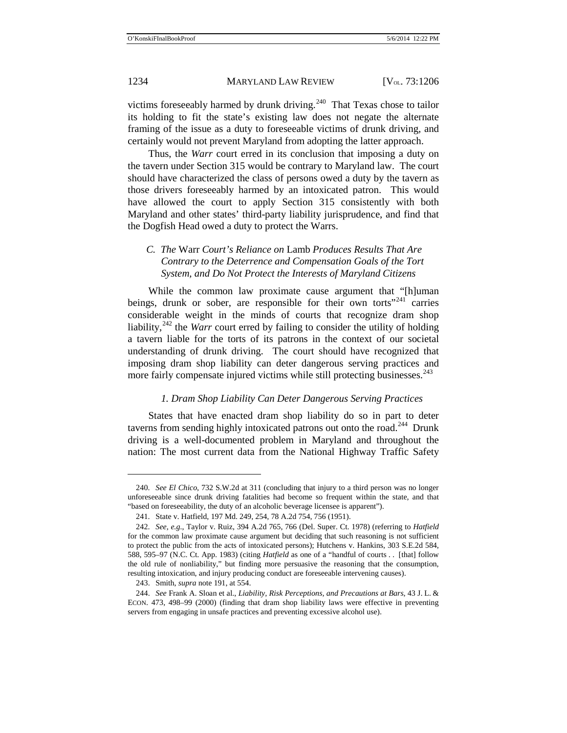victims foreseeably harmed by drunk driving.[240] That Texas chose to tailor its holding to fit the state's existing law does not negate the alternate framing of the issue as a duty to foreseeable victims of drunk driving, and certainly would not prevent Maryland from adopting the latter approach.

Thus, the *Warr* court erred in its conclusion that imposing a duty on the tavern under Section 315 would be contrary to Maryland law. The court should have characterized the class of persons owed a duty by the tavern as those drivers foreseeably harmed by an intoxicated patron. This would have allowed the court to apply Section 315 consistently with both Maryland and other states' third-party liability jurisprudence, and find that the Dogfish Head owed a duty to protect the Warrs.

### *C. The* Warr *Court's Reliance on* Lamb *Produces Results That Are Contrary to the Deterrence and Compensation Goals of the Tort System, and Do Not Protect the Interests of Maryland Citizens*

While the common law proximate cause argument that "[h]uman beings, drunk or sober, are responsible for their own torts"[241] carries considerable weight in the minds of courts that recognize dram shop liability,[242] the *Warr* court erred by failing to consider the utility of holding a tavern liable for the torts of its patrons in the context of our societal understanding of drunk driving. The court should have recognized that imposing dram shop liability can deter dangerous serving practices and more fairly compensate injured victims while still protecting businesses.[243]

#### *1. Dram Shop Liability Can Deter Dangerous Serving Practices*

States that have enacted dram shop liability do so in part to deter taverns from sending highly intoxicated patrons out onto the road.[244] Drunk driving is a well-documented problem in Maryland and throughout the nation: The most current data from the National Highway Traffic Safety

---

240. *See El Chico*, 732 S.W.2d at 311 (concluding that injury to a third person was no longer unforeseeable since drunk driving fatalities had become so frequent within the state, and that "based on foreseeability, the duty of an alcoholic beverage licensee is apparent").

241. State v. Hatfield, 197 Md. 249, 254, 78 A.2d 754, 756 (1951).

242. *See, e.g.*, Taylor v. Ruiz, 394 A.2d 765, 766 (Del. Super. Ct. 1978) (referring to *Hatfield* for the common law proximate cause argument but deciding that such reasoning is not sufficient to protect the public from the acts of intoxicated persons); Hutchens v. Hankins, 303 S.E.2d 584, 588, 595–97 (N.C. Ct. App. 1983) (citing *Hatfield* as one of a "handful of courts . . [that] follow the old rule of nonliability," but finding more persuasive the reasoning that the consumption, resulting intoxication, and injury producing conduct are foreseeable intervening causes).

243. Smith, *supra* note 191, at 554.

244. *See* Frank A. Sloan et al., *Liability, Risk Perceptions, and Precautions at Bars*, 43 J. L. & ECON. 473, 498–99 (2000) (finding that dram shop liability laws were effective in preventing servers from engaging in unsafe practices and preventing excessive alcohol use).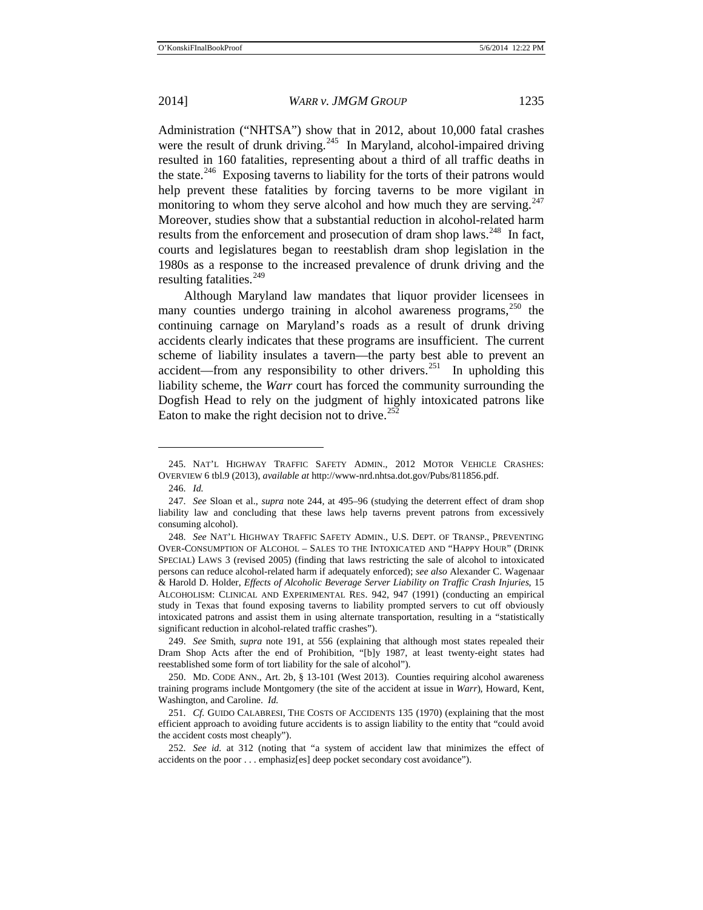Administration ("NHTSA") show that in 2012, about 10,000 fatal crashes were the result of drunk driving.[245] In Maryland, alcohol-impaired driving resulted in 160 fatalities, representing about a third of all traffic deaths in the state.[246] Exposing taverns to liability for the torts of their patrons would help prevent these fatalities by forcing taverns to be more vigilant in monitoring to whom they serve alcohol and how much they are serving.[247] Moreover, studies show that a substantial reduction in alcohol-related harm results from the enforcement and prosecution of dram shop laws.[248] In fact, courts and legislatures began to reestablish dram shop legislation in the 1980s as a response to the increased prevalence of drunk driving and the resulting fatalities.[249]

Although Maryland law mandates that liquor provider licensees in many counties undergo training in alcohol awareness programs,[250] the continuing carnage on Maryland's roads as a result of drunk driving accidents clearly indicates that these programs are insufficient. The current scheme of liability insulates a tavern—the party best able to prevent an accident—from any responsibility to other drivers.[251] In upholding this liability scheme, the *Warr* court has forced the community surrounding the Dogfish Head to rely on the judgment of highly intoxicated patrons like Eaton to make the right decision not to drive.[252]

---

245. NAT'L HIGHWAY TRAFFIC SAFETY ADMIN., 2012 MOTOR VEHICLE CRASHES: OVERVIEW 6 tbl.9 (2013), *available at* http://www-nrd.nhtsa.dot.gov/Pubs/811856.pdf.

246. *Id.*

247. *See* Sloan et al., *supra* note 244, at 495–96 (studying the deterrent effect of dram shop liability law and concluding that these laws help taverns prevent patrons from excessively consuming alcohol).

248. *See* NAT'L HIGHWAY TRAFFIC SAFETY ADMIN., U.S. DEPT. OF TRANSP., PREVENTING OVER-CONSUMPTION OF ALCOHOL – SALES TO THE INTOXICATED AND "HAPPY HOUR" (DRINK SPECIAL) LAWS 3 (revised 2005) (finding that laws restricting the sale of alcohol to intoxicated persons can reduce alcohol-related harm if adequately enforced); *see also* Alexander C. Wagenaar & Harold D. Holder, *Effects of Alcoholic Beverage Server Liability on Traffic Crash Injuries*, 15 ALCOHOLISM: CLINICAL AND EXPERIMENTAL RES. 942, 947 (1991) (conducting an empirical study in Texas that found exposing taverns to liability prompted servers to cut off obviously intoxicated patrons and assist them in using alternate transportation, resulting in a "statistically significant reduction in alcohol-related traffic crashes").

249. *See* Smith, *supra* note 191, at 556 (explaining that although most states repealed their Dram Shop Acts after the end of Prohibition, "[b]y 1987, at least twenty-eight states had reestablished some form of tort liability for the sale of alcohol").

250. MD. CODE ANN., Art. 2b, § 13-101 (West 2013). Counties requiring alcohol awareness training programs include Montgomery (the site of the accident at issue in *Warr*), Howard, Kent, Washington, and Caroline. *Id.*

251. *Cf.* GUIDO CALABRESI, THE COSTS OF ACCIDENTS 135 (1970) (explaining that the most efficient approach to avoiding future accidents is to assign liability to the entity that "could avoid the accident costs most cheaply").

252. *See id.* at 312 (noting that "a system of accident law that minimizes the effect of accidents on the poor . . . emphasiz[es] deep pocket secondary cost avoidance").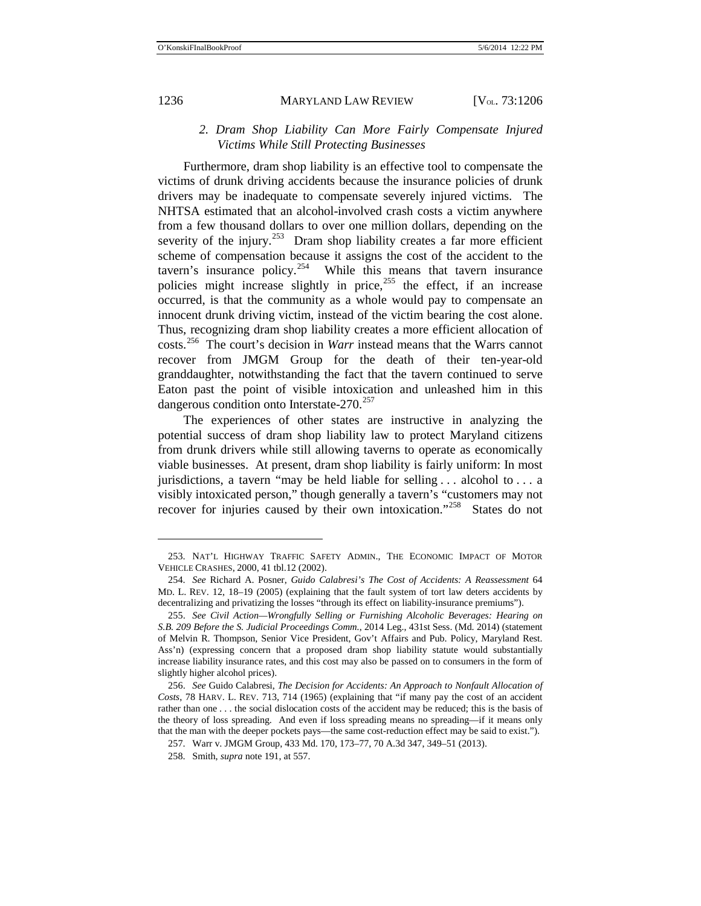### *2. Dram Shop Liability Can More Fairly Compensate Injured Victims While Still Protecting Businesses*

Furthermore, dram shop liability is an effective tool to compensate the victims of drunk driving accidents because the insurance policies of drunk drivers may be inadequate to compensate severely injured victims. The NHTSA estimated that an alcohol-involved crash costs a victim anywhere from a few thousand dollars to over one million dollars, depending on the severity of the injury.[253] Dram shop liability creates a far more efficient scheme of compensation because it assigns the cost of the accident to the tavern's insurance policy.[254] While this means that tavern insurance policies might increase slightly in price,[255] the effect, if an increase occurred, is that the community as a whole would pay to compensate an innocent drunk driving victim, instead of the victim bearing the cost alone. Thus, recognizing dram shop liability creates a more efficient allocation of costs.[256] The court's decision in *Warr* instead means that the Warrs cannot recover from JMGM Group for the death of their ten-year-old granddaughter, notwithstanding the fact that the tavern continued to serve Eaton past the point of visible intoxication and unleashed him in this dangerous condition onto Interstate-270.[257]

The experiences of other states are instructive in analyzing the potential success of dram shop liability law to protect Maryland citizens from drunk drivers while still allowing taverns to operate as economically viable businesses. At present, dram shop liability is fairly uniform: In most jurisdictions, a tavern "may be held liable for selling . . . alcohol to . . . a visibly intoxicated person," though generally a tavern's "customers may not recover for injuries caused by their own intoxication."[258] States do not

---

253. NAT'L HIGHWAY TRAFFIC SAFETY ADMIN., THE ECONOMIC IMPACT OF MOTOR VEHICLE CRASHES, 2000, 41 tbl.12 (2002).

254. *See* Richard A. Posner, *Guido Calabresi's The Cost of Accidents: A Reassessment* 64 MD. L. REV. 12, 18–19 (2005) (explaining that the fault system of tort law deters accidents by decentralizing and privatizing the losses "through its effect on liability-insurance premiums").

255. *See Civil Action—Wrongfully Selling or Furnishing Alcoholic Beverages: Hearing on S.B. 209 Before the S. Judicial Proceedings Comm.*, 2014 Leg., 431st Sess. (Md. 2014) (statement of Melvin R. Thompson, Senior Vice President, Gov't Affairs and Pub. Policy, Maryland Rest. Ass'n) (expressing concern that a proposed dram shop liability statute would substantially increase liability insurance rates, and this cost may also be passed on to consumers in the form of slightly higher alcohol prices).

256. *See* Guido Calabresi, *The Decision for Accidents: An Approach to Nonfault Allocation of Costs*, 78 HARV. L. REV. 713, 714 (1965) (explaining that "if many pay the cost of an accident rather than one . . . the social dislocation costs of the accident may be reduced; this is the basis of the theory of loss spreading. And even if loss spreading means no spreading—if it means only that the man with the deeper pockets pays—the same cost-reduction effect may be said to exist.").

257. Warr v. JMGM Group, 433 Md. 170, 173–77, 70 A.3d 347, 349–51 (2013).

258. Smith, *supra* note 191, at 557.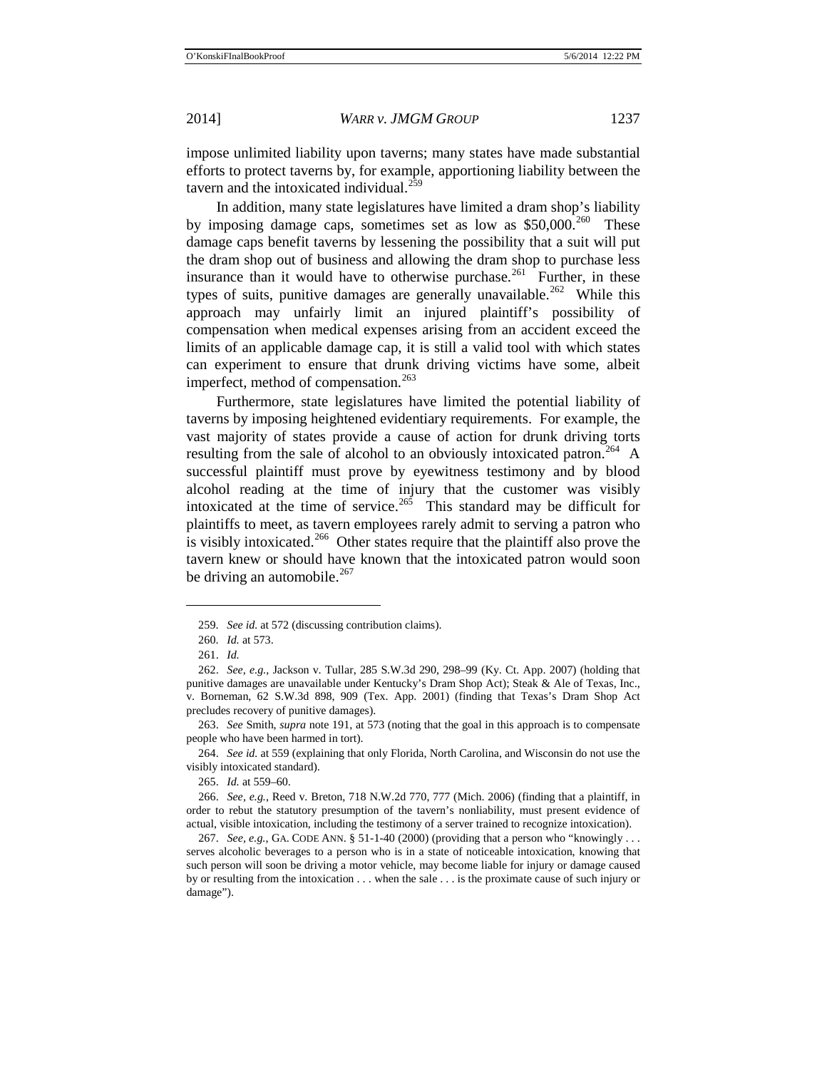impose unlimited liability upon taverns; many states have made substantial efforts to protect taverns by, for example, apportioning liability between the tavern and the intoxicated individual.[259]

In addition, many state legislatures have limited a dram shop's liability by imposing damage caps, sometimes set as low as $50,000.[260] These damage caps benefit taverns by lessening the possibility that a suit will put the dram shop out of business and allowing the dram shop to purchase less insurance than it would have to otherwise purchase.[261] Further, in these types of suits, punitive damages are generally unavailable.[262] While this approach may unfairly limit an injured plaintiff's possibility of compensation when medical expenses arising from an accident exceed the limits of an applicable damage cap, it is still a valid tool with which states can experiment to ensure that drunk driving victims have some, albeit imperfect, method of compensation.[263]

Furthermore, state legislatures have limited the potential liability of taverns by imposing heightened evidentiary requirements. For example, the vast majority of states provide a cause of action for drunk driving torts resulting from the sale of alcohol to an obviously intoxicated patron.[264] A successful plaintiff must prove by eyewitness testimony and by blood alcohol reading at the time of injury that the customer was visibly intoxicated at the time of service.[265] This standard may be difficult for plaintiffs to meet, as tavern employees rarely admit to serving a patron who is visibly intoxicated.[266] Other states require that the plaintiff also prove the tavern knew or should have known that the intoxicated patron would soon be driving an automobile.[267]

---

259. *See id.* at 572 (discussing contribution claims).

260. *Id.* at 573.

261. *Id.*

262. *See, e.g.*, Jackson v. Tullar, 285 S.W.3d 290, 298–99 (Ky. Ct. App. 2007) (holding that punitive damages are unavailable under Kentucky's Dram Shop Act); Steak & Ale of Texas, Inc., v. Borneman, 62 S.W.3d 898, 909 (Tex. App. 2001) (finding that Texas's Dram Shop Act precludes recovery of punitive damages).

263. *See* Smith, *supra* note 191, at 573 (noting that the goal in this approach is to compensate people who have been harmed in tort).

264. *See id.* at 559 (explaining that only Florida, North Carolina, and Wisconsin do not use the visibly intoxicated standard).

265. *Id.* at 559–60.

266. *See, e.g.*, Reed v. Breton, 718 N.W.2d 770, 777 (Mich. 2006) (finding that a plaintiff, in order to rebut the statutory presumption of the tavern's nonliability, must present evidence of actual, visible intoxication, including the testimony of a server trained to recognize intoxication).

267. *See, e.g.*, GA. CODE ANN. § 51-1-40 (2000) (providing that a person who "knowingly . . . serves alcoholic beverages to a person who is in a state of noticeable intoxication, knowing that such person will soon be driving a motor vehicle, may become liable for injury or damage caused by or resulting from the intoxication . . . when the sale . . . is the proximate cause of such injury or damage").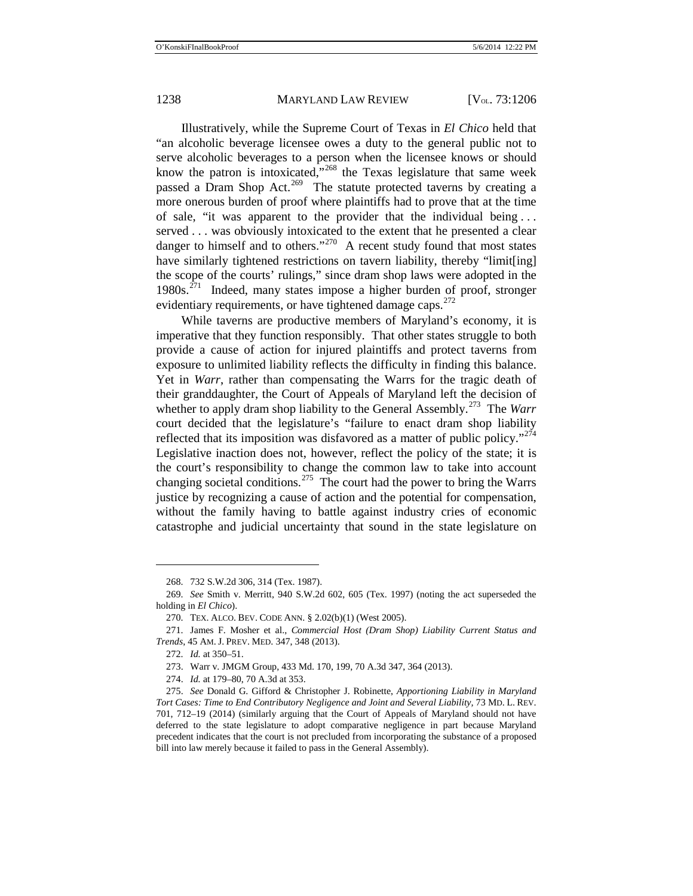Illustratively, while the Supreme Court of Texas in *El Chico* held that "an alcoholic beverage licensee owes a duty to the general public not to serve alcoholic beverages to a person when the licensee knows or should know the patron is intoxicated,"[268] the Texas legislature that same week passed a Dram Shop Act.[269] The statute protected taverns by creating a more onerous burden of proof where plaintiffs had to prove that at the time of sale, "it was apparent to the provider that the individual being . . . served . . . was obviously intoxicated to the extent that he presented a clear danger to himself and to others."[270] A recent study found that most states have similarly tightened restrictions on tavern liability, thereby "limit[ing] the scope of the courts' rulings," since dram shop laws were adopted in the 1980s.[271] Indeed, many states impose a higher burden of proof, stronger evidentiary requirements, or have tightened damage caps.[272]

While taverns are productive members of Maryland's economy, it is imperative that they function responsibly. That other states struggle to both provide a cause of action for injured plaintiffs and protect taverns from exposure to unlimited liability reflects the difficulty in finding this balance. Yet in *Warr*, rather than compensating the Warrs for the tragic death of their granddaughter, the Court of Appeals of Maryland left the decision of whether to apply dram shop liability to the General Assembly.[273] The *Warr* court decided that the legislature's "failure to enact dram shop liability reflected that its imposition was disfavored as a matter of public policy."[274] Legislative inaction does not, however, reflect the policy of the state; it is the court's responsibility to change the common law to take into account changing societal conditions.[275] The court had the power to bring the Warrs justice by recognizing a cause of action and the potential for compensation, without the family having to battle against industry cries of economic catastrophe and judicial uncertainty that sound in the state legislature on

---

268. 732 S.W.2d 306, 314 (Tex. 1987).

269. *See* Smith v. Merritt, 940 S.W.2d 602, 605 (Tex. 1997) (noting the act superseded the holding in *El Chico*).

270. TEX. ALCO. BEV. CODE ANN. § 2.02(b)(1) (West 2005).

271. James F. Mosher et al., *Commercial Host (Dram Shop) Liability Current Status and Trends*, 45 AM. J. PREV. MED. 347, 348 (2013).

272. *Id.* at 350–51.

273. Warr v. JMGM Group, 433 Md. 170, 199, 70 A.3d 347, 364 (2013).

274. *Id.* at 179–80, 70 A.3d at 353.

275. *See* Donald G. Gifford & Christopher J. Robinette, *Apportioning Liability in Maryland Tort Cases: Time to End Contributory Negligence and Joint and Several Liability*, 73 MD. L. REV. 701, 712–19 (2014) (similarly arguing that the Court of Appeals of Maryland should not have deferred to the state legislature to adopt comparative negligence in part because Maryland precedent indicates that the court is not precluded from incorporating the substance of a proposed bill into law merely because it failed to pass in the General Assembly).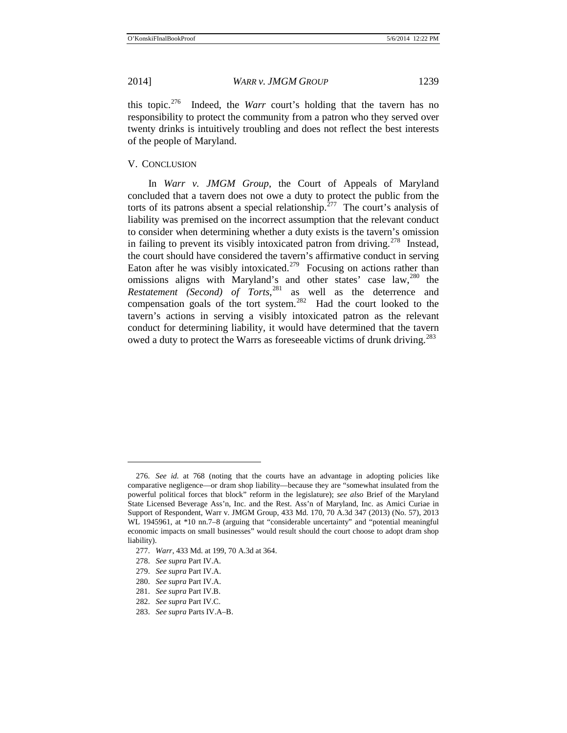this topic.[276] Indeed, the *Warr* court's holding that the tavern has no responsibility to protect the community from a patron who they served over twenty drinks is intuitively troubling and does not reflect the best interests of the people of Maryland.

## V. Conclusion

In *Warr v. JMGM Group*, the Court of Appeals of Maryland concluded that a tavern does not owe a duty to protect the public from the torts of its patrons absent a special relationship.[277] The court's analysis of liability was premised on the incorrect assumption that the relevant conduct to consider when determining whether a duty exists is the tavern's omission in failing to prevent its visibly intoxicated patron from driving.[278] Instead, the court should have considered the tavern's affirmative conduct in serving Eaton after he was visibly intoxicated.[279] Focusing on actions rather than omissions aligns with Maryland's and other states' case law,[280] the *Restatement (Second) of Torts*,[281] as well as the deterrence and compensation goals of the tort system.[282] Had the court looked to the tavern's actions in serving a visibly intoxicated patron as the relevant conduct for determining liability, it would have determined that the tavern owed a duty to protect the Warrs as foreseeable victims of drunk driving.[283]

---

276. *See id.* at 768 (noting that the courts have an advantage in adopting policies like comparative negligence—or dram shop liability—because they are "somewhat insulated from the powerful political forces that block" reform in the legislature); *see also* Brief of the Maryland State Licensed Beverage Ass'n, Inc. and the Rest. Ass'n of Maryland, Inc. as Amici Curiae in Support of Respondent, Warr v. JMGM Group, 433 Md. 170, 70 A.3d 347 (2013) (No. 57), 2013 WL 1945961, at *10 nn.7–8 (arguing that "considerable uncertainty" and "potential meaningful economic impacts on small businesses" would result should the court choose to adopt dram shop liability).

277. *Warr*, 433 Md. at 199, 70 A.3d at 364.

278. *See supra* Part IV.A.

279. *See supra* Part IV.A.

280. *See supra* Part IV.A.

281. *See supra* Part IV.B.

282. *See supra* Part IV.C.

283. *See supra* Parts IV.A–B.